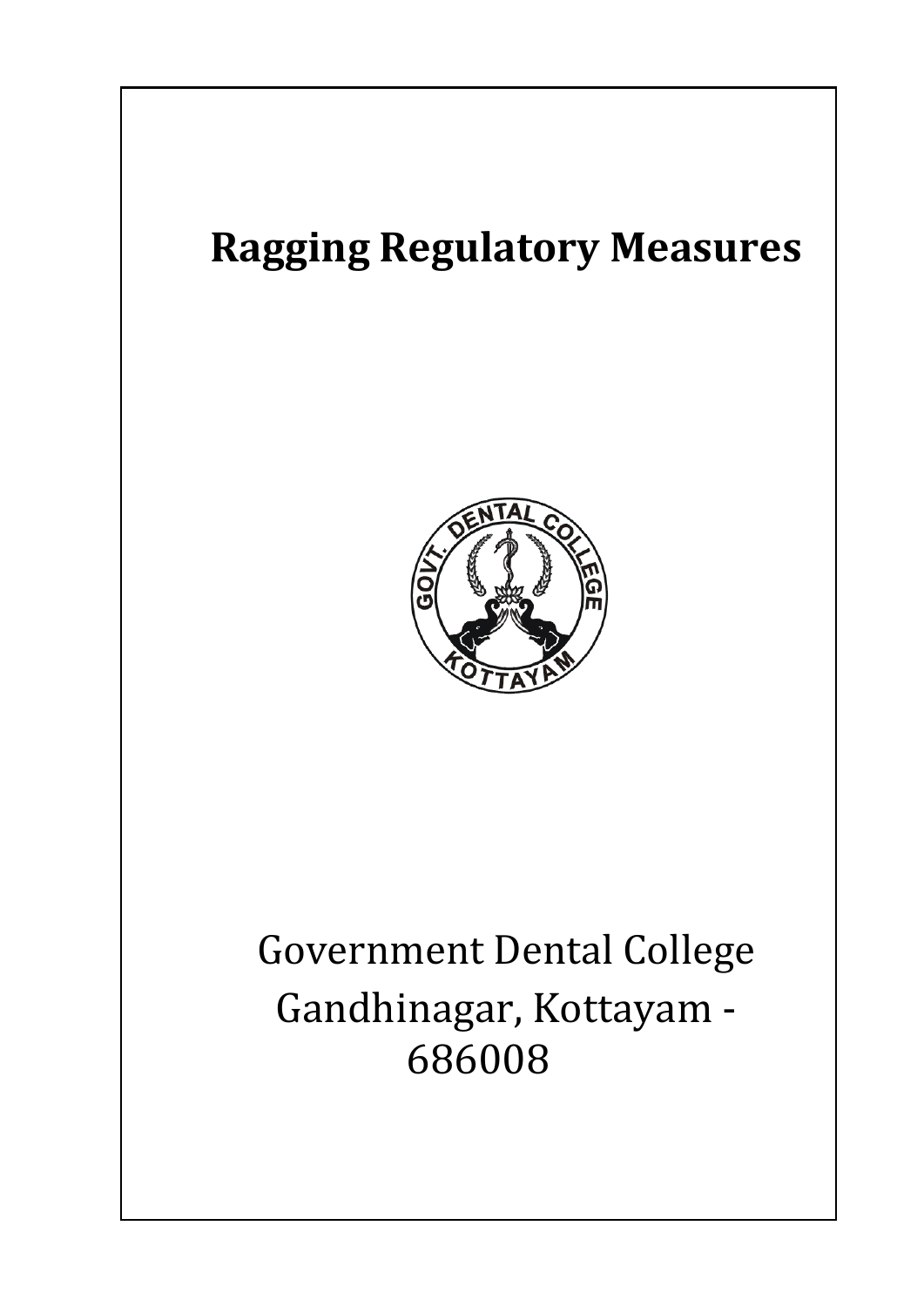# Ragging Regulatory Measures

Government Dental College
Gandhinagar, Kottayam - 686008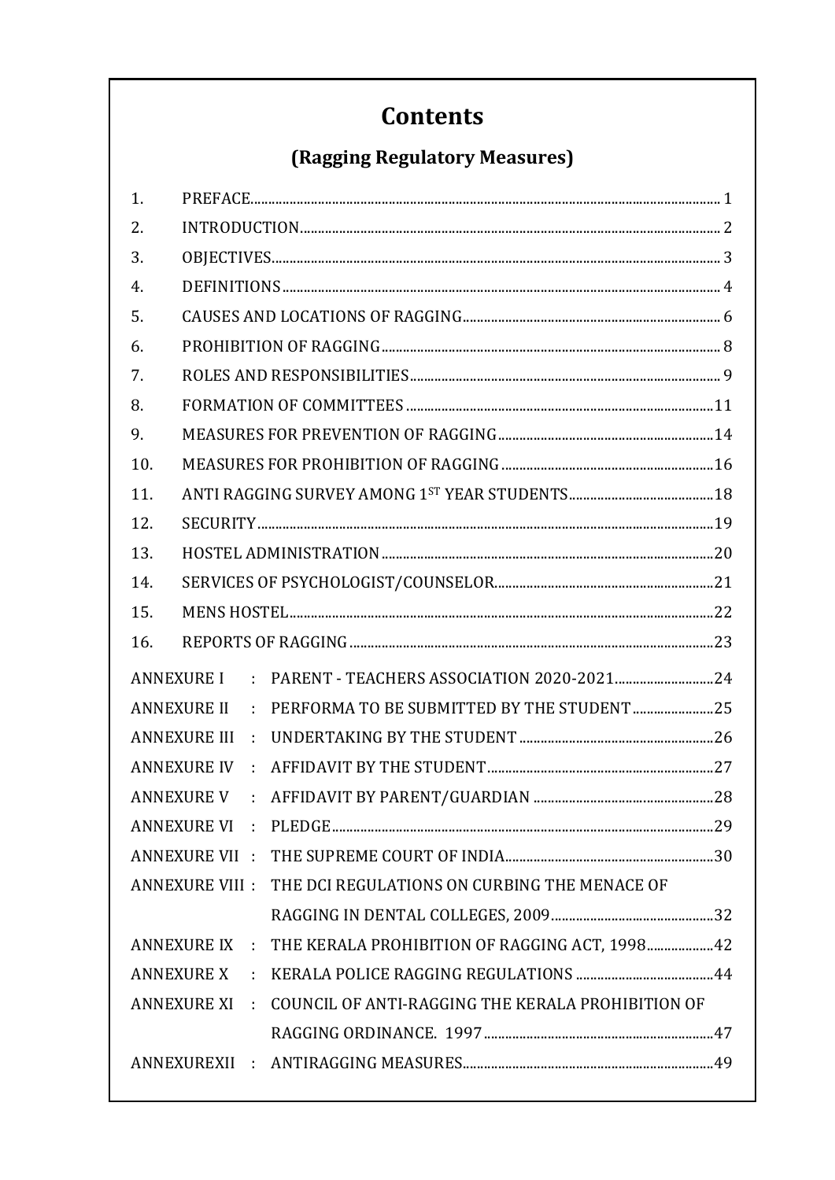# Contents

## (Ragging Regulatory Measures)

| | | |
|---|---|---|
| 1. | PREFACE | 1 |
| 2. | INTRODUCTION | 2 |
| 3. | OBJECTIVES | 3 |
| 4. | DEFINITIONS | 4 |
| 5. | CAUSES AND LOCATIONS OF RAGGING | 6 |
| 6. | PROHIBITION OF RAGGING | 8 |
| 7. | ROLES AND RESPONSIBILITIES | 9 |
| 8. | FORMATION OF COMMITTEES | 11 |
| 9. | MEASURES FOR PREVENTION OF RAGGING | 14 |
| 10. | MEASURES FOR PROHIBITION OF RAGGING | 16 |
| 11. | ANTI RAGGING SURVEY AMONG 1ST YEAR STUDENTS | 18 |
| 12. | SECURITY | 19 |
| 13. | HOSTEL ADMINISTRATION | 20 |
| 14. | SERVICES OF PSYCHOLOGIST/COUNSELOR | 21 |
| 15. | MENS HOSTEL | 22 |
| 16. | REPORTS OF RAGGING | 23 |

| | | |
|---|---|---|
| ANNEXURE I : | PARENT - TEACHERS ASSOCIATION 2020-2021 | 24 |
| ANNEXURE II : | PERFORMA TO BE SUBMITTED BY THE STUDENT | 25 |
| ANNEXURE III : | UNDERTAKING BY THE STUDENT | 26 |
| ANNEXURE IV : | AFFIDAVIT BY THE STUDENT | 27 |
| ANNEXURE V : | AFFIDAVIT BY PARENT/GUARDIAN | 28 |
| ANNEXURE VI : | PLEDGE | 29 |
| ANNEXURE VII : | THE SUPREME COURT OF INDIA | 30 |
| ANNEXURE VIII : | THE DCI REGULATIONS ON CURBING THE MENACE OF RAGGING IN DENTAL COLLEGES, 2009 | 32 |
| ANNEXURE IX : | THE KERALA PROHIBITION OF RAGGING ACT, 1998 | 42 |
| ANNEXURE X : | KERALA POLICE RAGGING REGULATIONS | 44 |
| ANNEXURE XI : | COUNCIL OF ANTI-RAGGING THE KERALA PROHIBITION OF RAGGING ORDINANCE. 1997 | 47 |
| ANNEXUREXII : | ANTIRAGGING MEASURES | 49 |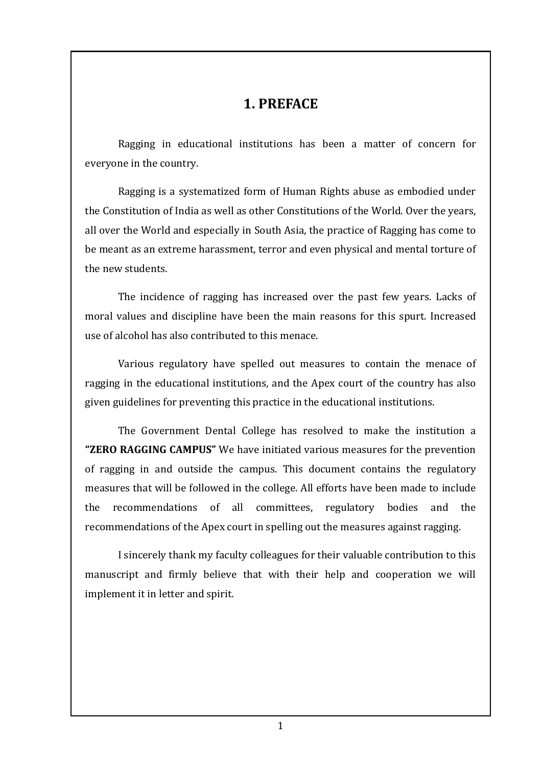# 1. PREFACE

Ragging in educational institutions has been a matter of concern for everyone in the country.

Ragging is a systematized form of Human Rights abuse as embodied under the Constitution of India as well as other Constitutions of the World. Over the years, all over the World and especially in South Asia, the practice of Ragging has come to be meant as an extreme harassment, terror and even physical and mental torture of the new students.

The incidence of ragging has increased over the past few years. Lacks of moral values and discipline have been the main reasons for this spurt. Increased use of alcohol has also contributed to this menace.

Various regulatory have spelled out measures to contain the menace of ragging in the educational institutions, and the Apex court of the country has also given guidelines for preventing this practice in the educational institutions.

The Government Dental College has resolved to make the institution a **"ZERO RAGGING CAMPUS"** We have initiated various measures for the prevention of ragging in and outside the campus. This document contains the regulatory measures that will be followed in the college. All efforts have been made to include the recommendations of all committees, regulatory bodies and the recommendations of the Apex court in spelling out the measures against ragging.

I sincerely thank my faculty colleagues for their valuable contribution to this manuscript and firmly believe that with their help and cooperation we will implement it in letter and spirit.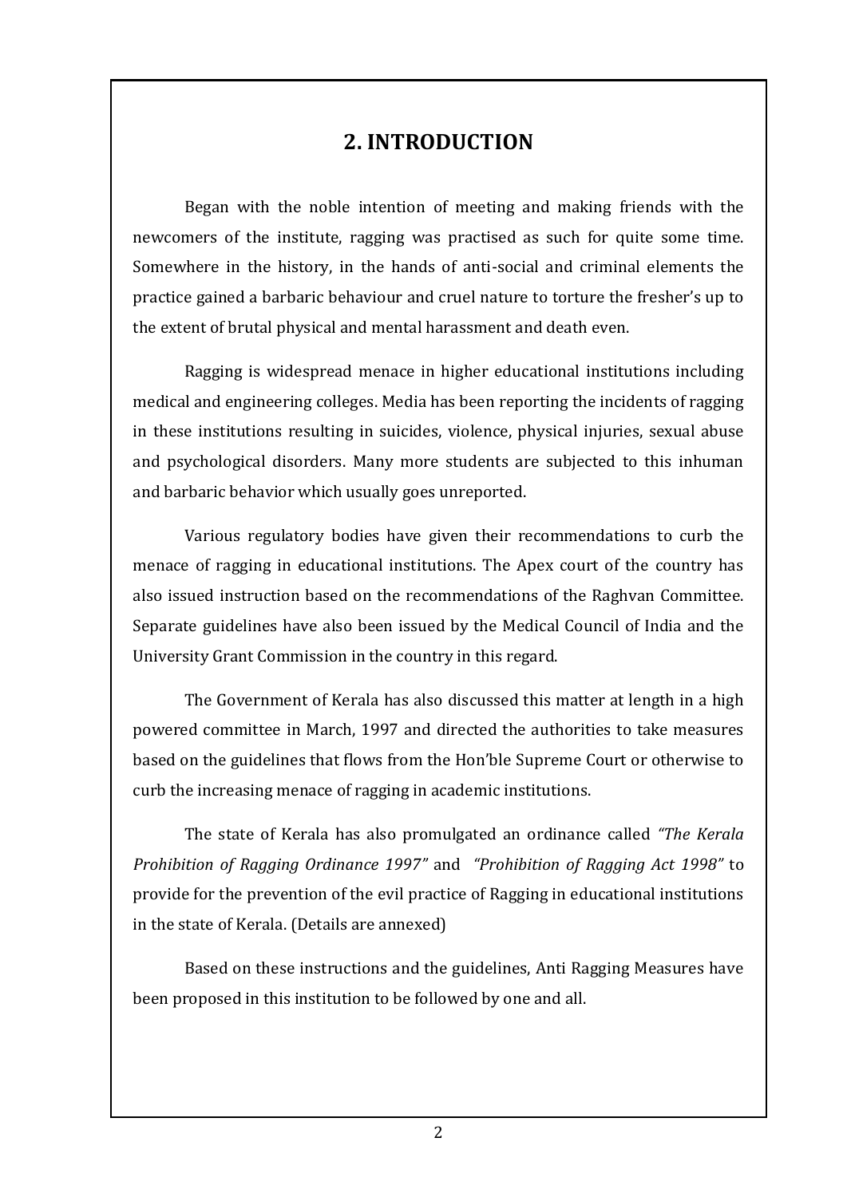## 2. INTRODUCTION

Began with the noble intention of meeting and making friends with the newcomers of the institute, ragging was practised as such for quite some time. Somewhere in the history, in the hands of anti-social and criminal elements the practice gained a barbaric behaviour and cruel nature to torture the fresher's up to the extent of brutal physical and mental harassment and death even.

Ragging is widespread menace in higher educational institutions including medical and engineering colleges. Media has been reporting the incidents of ragging in these institutions resulting in suicides, violence, physical injuries, sexual abuse and psychological disorders. Many more students are subjected to this inhuman and barbaric behavior which usually goes unreported.

Various regulatory bodies have given their recommendations to curb the menace of ragging in educational institutions. The Apex court of the country has also issued instruction based on the recommendations of the Raghvan Committee. Separate guidelines have also been issued by the Medical Council of India and the University Grant Commission in the country in this regard.

The Government of Kerala has also discussed this matter at length in a high powered committee in March, 1997 and directed the authorities to take measures based on the guidelines that flows from the Hon'ble Supreme Court or otherwise to curb the increasing menace of ragging in academic institutions.

The state of Kerala has also promulgated an ordinance called *"The Kerala Prohibition of Ragging Ordinance 1997"* and *"Prohibition of Ragging Act 1998"* to provide for the prevention of the evil practice of Ragging in educational institutions in the state of Kerala. (Details are annexed)

Based on these instructions and the guidelines, Anti Ragging Measures have been proposed in this institution to be followed by one and all.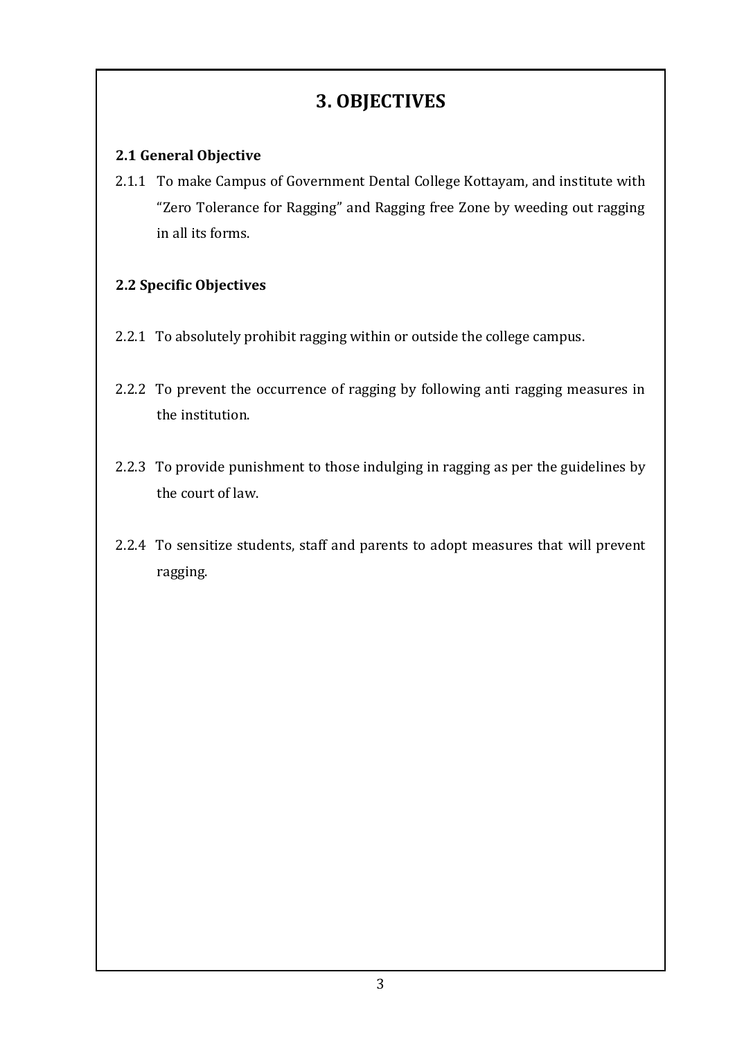# 3. OBJECTIVES

**2.1 General Objective**

2.1.1 To make Campus of Government Dental College Kottayam, and institute with "Zero Tolerance for Ragging" and Ragging free Zone by weeding out ragging in all its forms.

**2.2 Specific Objectives**

2.2.1 To absolutely prohibit ragging within or outside the college campus.

2.2.2 To prevent the occurrence of ragging by following anti ragging measures in the institution.

2.2.3 To provide punishment to those indulging in ragging as per the guidelines by the court of law.

2.2.4 To sensitize students, staff and parents to adopt measures that will prevent ragging.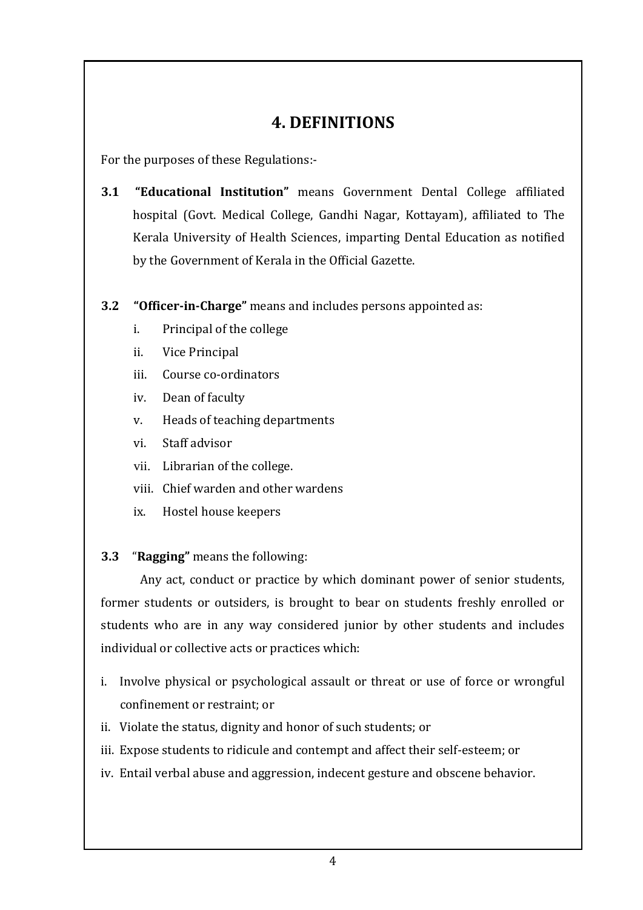# 4. DEFINITIONS

For the purposes of these Regulations:-

**3.1** **"Educational Institution"** means Government Dental College affiliated hospital (Govt. Medical College, Gandhi Nagar, Kottayam), affiliated to The Kerala University of Health Sciences, imparting Dental Education as notified by the Government of Kerala in the Official Gazette.

**3.2** **"Officer-in-Charge"** means and includes persons appointed as:

- i. Principal of the college
- ii. Vice Principal
- iii. Course co-ordinators
- iv. Dean of faculty
- v. Heads of teaching departments
- vi. Staff advisor
- vii. Librarian of the college.
- viii. Chief warden and other wardens
- ix. Hostel house keepers

**3.3** "**Ragging"** means the following:

Any act, conduct or practice by which dominant power of senior students, former students or outsiders, is brought to bear on students freshly enrolled or students who are in any way considered junior by other students and includes individual or collective acts or practices which:

- i. Involve physical or psychological assault or threat or use of force or wrongful confinement or restraint; or
- ii. Violate the status, dignity and honor of such students; or
- iii. Expose students to ridicule and contempt and affect their self-esteem; or
- iv. Entail verbal abuse and aggression, indecent gesture and obscene behavior.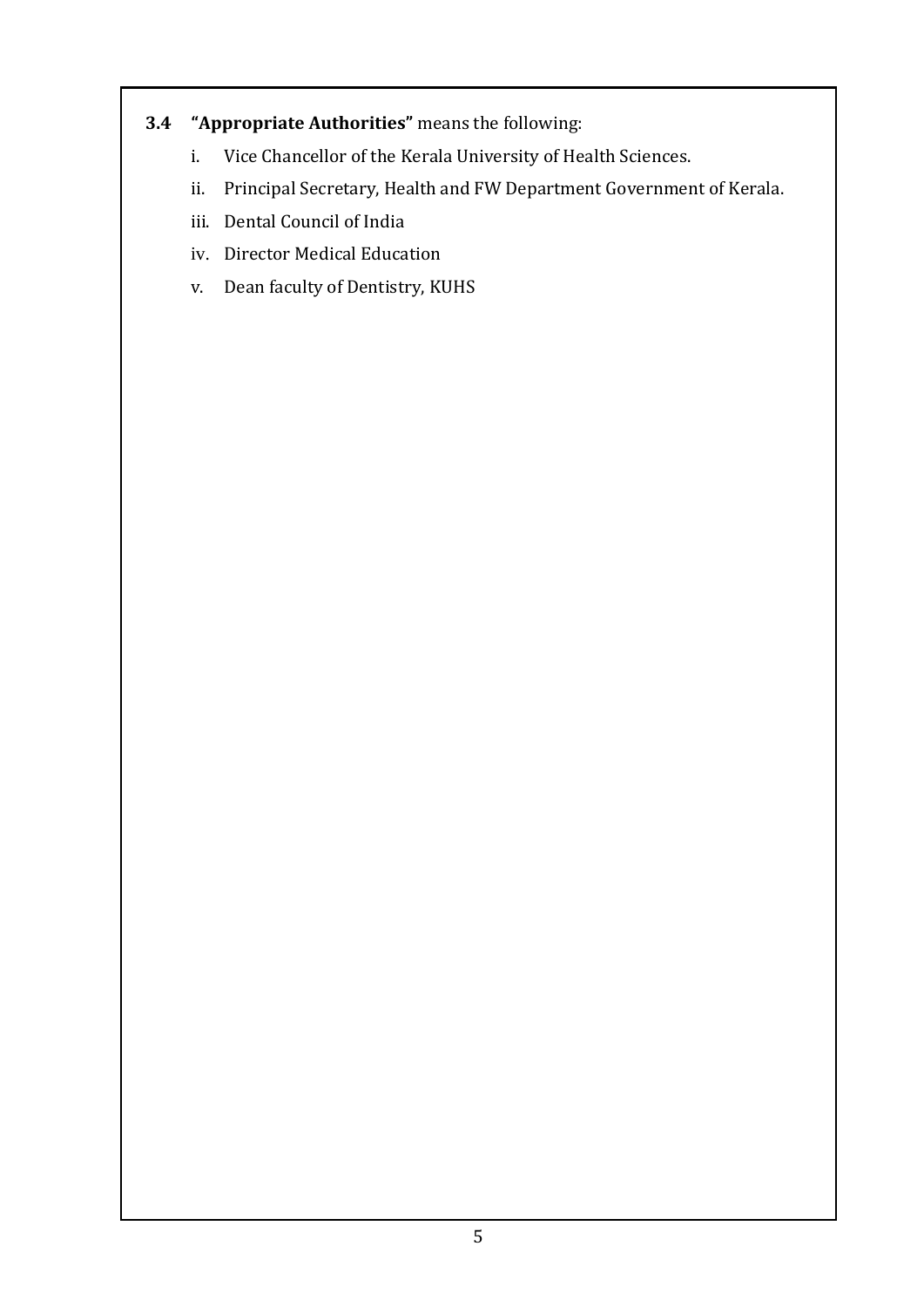**3.4 "Appropriate Authorities"** means the following:

i. Vice Chancellor of the Kerala University of Health Sciences.

ii. Principal Secretary, Health and FW Department Government of Kerala.

iii. Dental Council of India

iv. Director Medical Education

v. Dean faculty of Dentistry, KUHS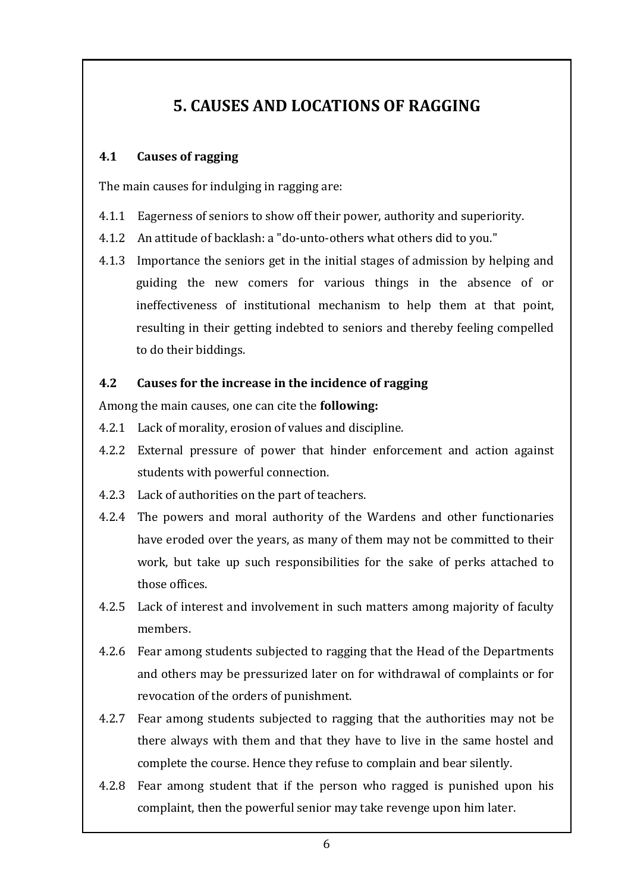# 5. CAUSES AND LOCATIONS OF RAGGING

## 4.1 Causes of ragging

The main causes for indulging in ragging are:

4.1.1 Eagerness of seniors to show off their power, authority and superiority.

4.1.2 An attitude of backlash: a "do-unto-others what others did to you."

4.1.3 Importance the seniors get in the initial stages of admission by helping and guiding the new comers for various things in the absence of or ineffectiveness of institutional mechanism to help them at that point, resulting in their getting indebted to seniors and thereby feeling compelled to do their biddings.

## 4.2 Causes for the increase in the incidence of ragging

Among the main causes, one can cite the **following:**

4.2.1 Lack of morality, erosion of values and discipline.

4.2.2 External pressure of power that hinder enforcement and action against students with powerful connection.

4.2.3 Lack of authorities on the part of teachers.

4.2.4 The powers and moral authority of the Wardens and other functionaries have eroded over the years, as many of them may not be committed to their work, but take up such responsibilities for the sake of perks attached to those offices.

4.2.5 Lack of interest and involvement in such matters among majority of faculty members.

4.2.6 Fear among students subjected to ragging that the Head of the Departments and others may be pressurized later on for withdrawal of complaints or for revocation of the orders of punishment.

4.2.7 Fear among students subjected to ragging that the authorities may not be there always with them and that they have to live in the same hostel and complete the course. Hence they refuse to complain and bear silently.

4.2.8 Fear among student that if the person who ragged is punished upon his complaint, then the powerful senior may take revenge upon him later.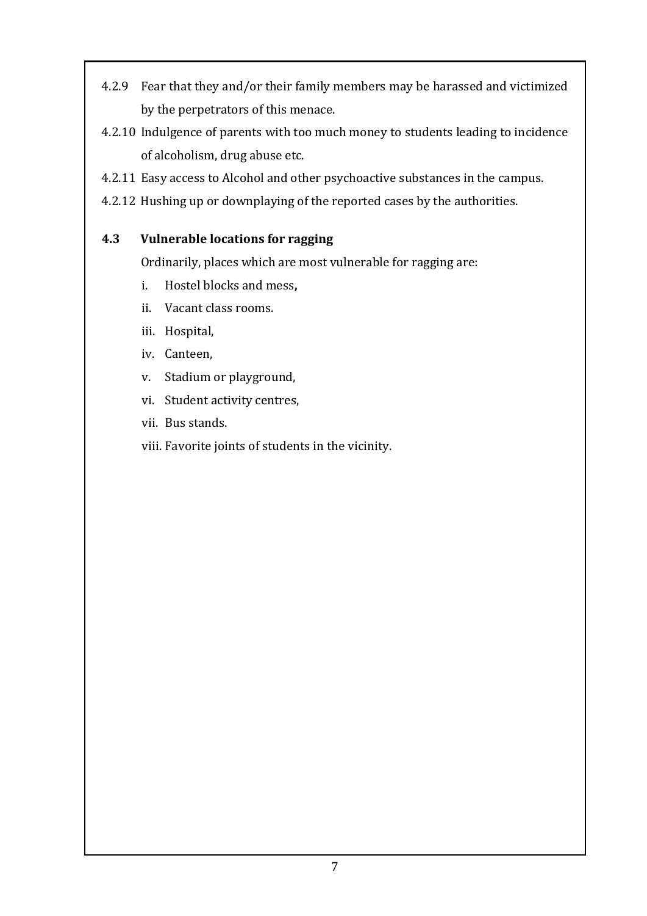4.2.9 Fear that they and/or their family members may be harassed and victimized by the perpetrators of this menace.

4.2.10 Indulgence of parents with too much money to students leading to incidence of alcoholism, drug abuse etc.

4.2.11 Easy access to Alcohol and other psychoactive substances in the campus.

4.2.12 Hushing up or downplaying of the reported cases by the authorities.

### 4.3 Vulnerable locations for ragging

Ordinarily, places which are most vulnerable for ragging are:

i. Hostel blocks and mess**,**

ii. Vacant class rooms.

iii. Hospital,

iv. Canteen,

v. Stadium or playground,

vi. Student activity centres,

vii. Bus stands.

viii. Favorite joints of students in the vicinity.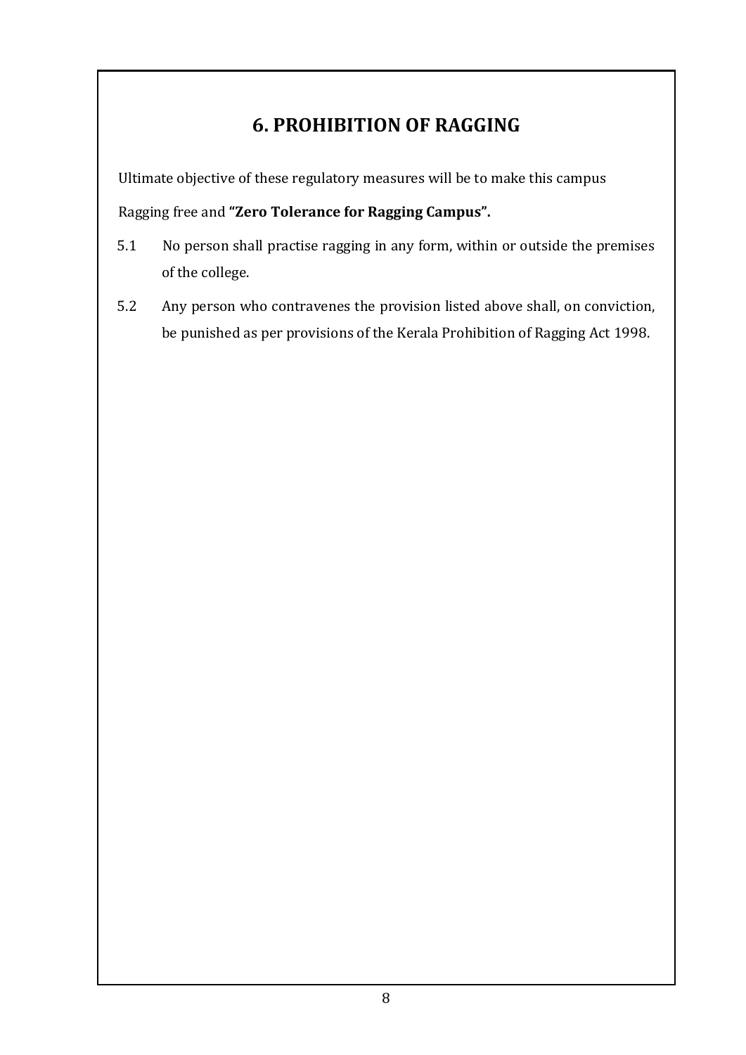# 6. PROHIBITION OF RAGGING

Ultimate objective of these regulatory measures will be to make this campus Ragging free and **"Zero Tolerance for Ragging Campus".**

5.1 No person shall practise ragging in any form, within or outside the premises of the college.

5.2 Any person who contravenes the provision listed above shall, on conviction, be punished as per provisions of the Kerala Prohibition of Ragging Act 1998.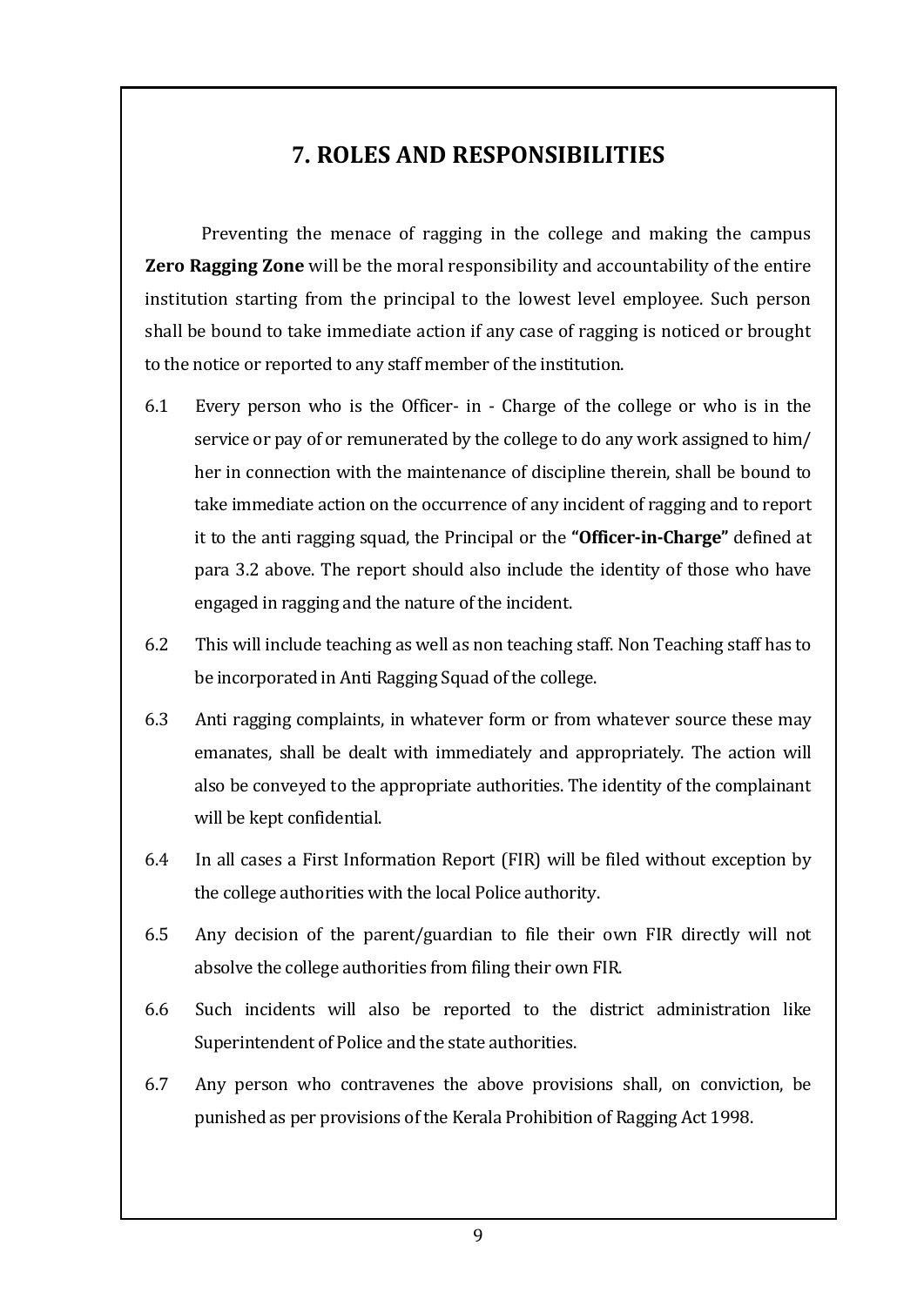## 7. ROLES AND RESPONSIBILITIES

Preventing the menace of ragging in the college and making the campus **Zero Ragging Zone** will be the moral responsibility and accountability of the entire institution starting from the principal to the lowest level employee. Such person shall be bound to take immediate action if any case of ragging is noticed or brought to the notice or reported to any staff member of the institution.

6.1 Every person who is the Officer- in - Charge of the college or who is in the service or pay of or remunerated by the college to do any work assigned to him/ her in connection with the maintenance of discipline therein, shall be bound to take immediate action on the occurrence of any incident of ragging and to report it to the anti ragging squad, the Principal or the **"Officer-in-Charge"** defined at para 3.2 above. The report should also include the identity of those who have engaged in ragging and the nature of the incident.

6.2 This will include teaching as well as non teaching staff. Non Teaching staff has to be incorporated in Anti Ragging Squad of the college.

6.3 Anti ragging complaints, in whatever form or from whatever source these may emanates, shall be dealt with immediately and appropriately. The action will also be conveyed to the appropriate authorities. The identity of the complainant will be kept confidential.

6.4 In all cases a First Information Report (FIR) will be filed without exception by the college authorities with the local Police authority.

6.5 Any decision of the parent/guardian to file their own FIR directly will not absolve the college authorities from filing their own FIR.

6.6 Such incidents will also be reported to the district administration like Superintendent of Police and the state authorities.

6.7 Any person who contravenes the above provisions shall, on conviction, be punished as per provisions of the Kerala Prohibition of Ragging Act 1998.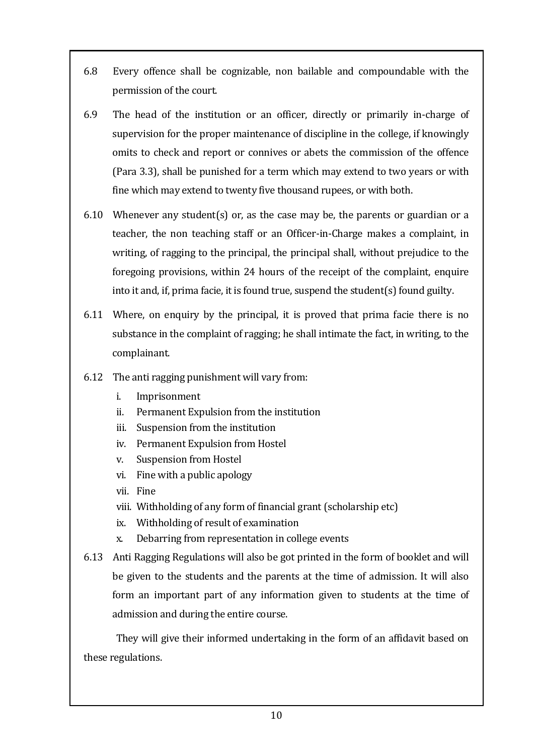6.8 Every offence shall be cognizable, non bailable and compoundable with the permission of the court.

6.9 The head of the institution or an officer, directly or primarily in-charge of supervision for the proper maintenance of discipline in the college, if knowingly omits to check and report or connives or abets the commission of the offence (Para 3.3), shall be punished for a term which may extend to two years or with fine which may extend to twenty five thousand rupees, or with both.

6.10 Whenever any student(s) or, as the case may be, the parents or guardian or a teacher, the non teaching staff or an Officer-in-Charge makes a complaint, in writing, of ragging to the principal, the principal shall, without prejudice to the foregoing provisions, within 24 hours of the receipt of the complaint, enquire into it and, if, prima facie, it is found true, suspend the student(s) found guilty.

6.11 Where, on enquiry by the principal, it is proved that prima facie there is no substance in the complaint of ragging; he shall intimate the fact, in writing, to the complainant.

6.12 The anti ragging punishment will vary from:

i. Imprisonment
ii. Permanent Expulsion from the institution
iii. Suspension from the institution
iv. Permanent Expulsion from Hostel
v. Suspension from Hostel
vi. Fine with a public apology
vii. Fine
viii. Withholding of any form of financial grant (scholarship etc)
ix. Withholding of result of examination
x. Debarring from representation in college events

6.13 Anti Ragging Regulations will also be got printed in the form of booklet and will be given to the students and the parents at the time of admission. It will also form an important part of any information given to students at the time of admission and during the entire course.

They will give their informed undertaking in the form of an affidavit based on these regulations.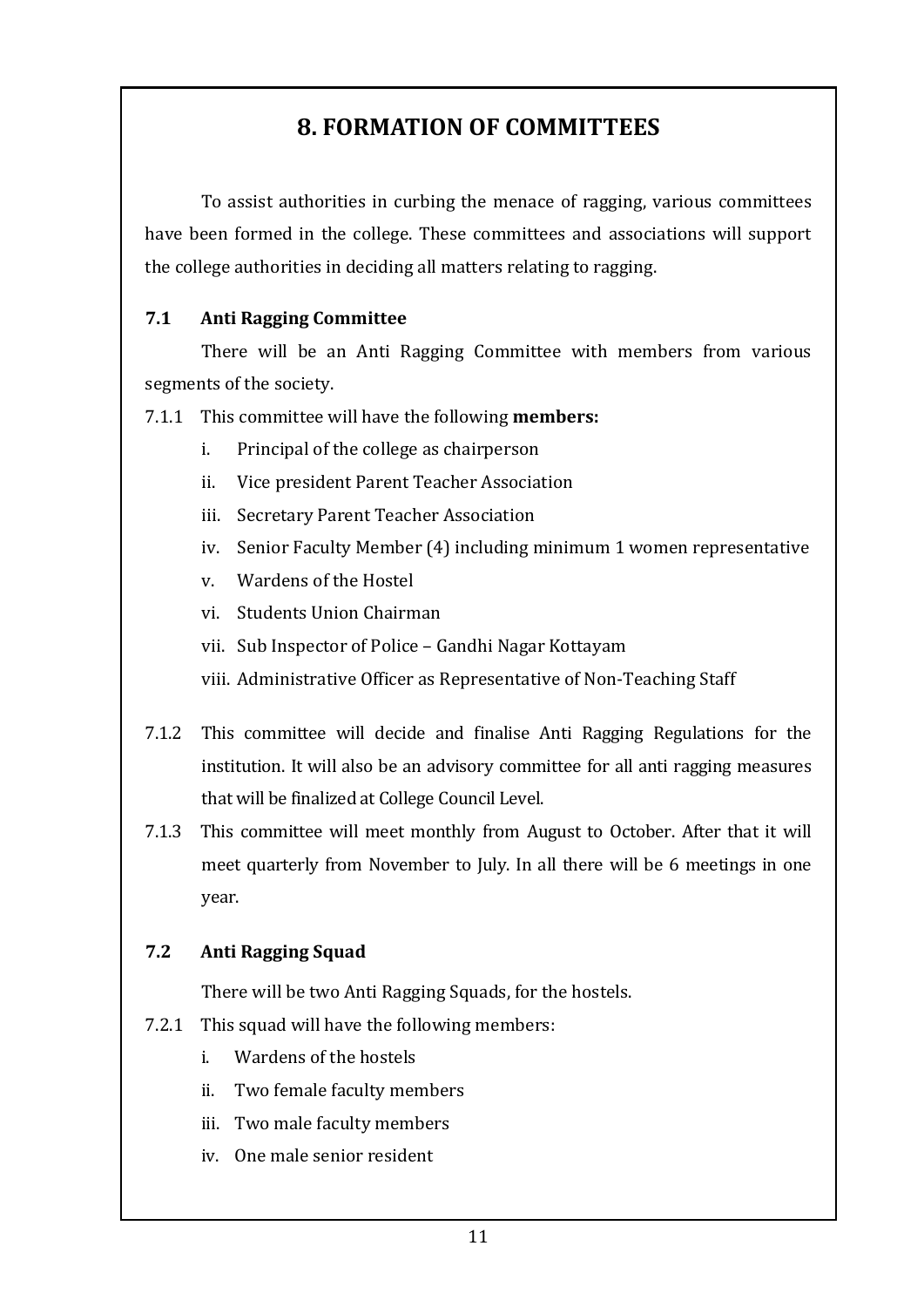# 8. FORMATION OF COMMITTEES

To assist authorities in curbing the menace of ragging, various committees have been formed in the college. These committees and associations will support the college authorities in deciding all matters relating to ragging.

### 7.1 Anti Ragging Committee

There will be an Anti Ragging Committee with members from various segments of the society.

7.1.1 This committee will have the following **members:**

i. Principal of the college as chairperson

ii. Vice president Parent Teacher Association

iii. Secretary Parent Teacher Association

iv. Senior Faculty Member (4) including minimum 1 women representative

v. Wardens of the Hostel

vi. Students Union Chairman

vii. Sub Inspector of Police – Gandhi Nagar Kottayam

viii. Administrative Officer as Representative of Non-Teaching Staff

7.1.2 This committee will decide and finalise Anti Ragging Regulations for the institution. It will also be an advisory committee for all anti ragging measures that will be finalized at College Council Level.

7.1.3 This committee will meet monthly from August to October. After that it will meet quarterly from November to July. In all there will be 6 meetings in one year.

### 7.2 Anti Ragging Squad

There will be two Anti Ragging Squads, for the hostels.

7.2.1 This squad will have the following members:

i. Wardens of the hostels

ii. Two female faculty members

iii. Two male faculty members

iv. One male senior resident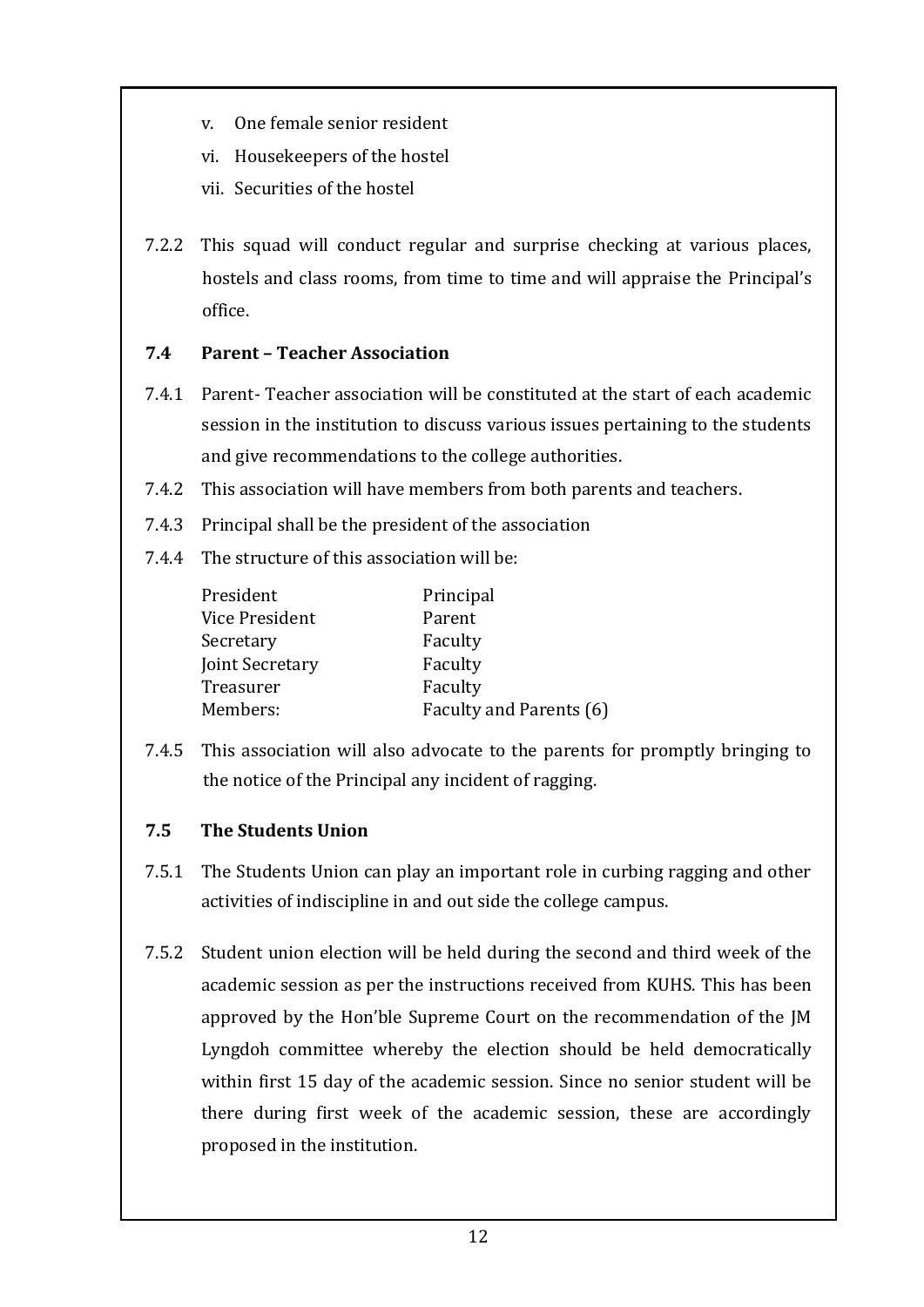v. One female senior resident

vi. Housekeepers of the hostel

vii. Securities of the hostel

7.2.2 This squad will conduct regular and surprise checking at various places, hostels and class rooms, from time to time and will appraise the Principal's office.

### 7.4 Parent – Teacher Association

7.4.1 Parent- Teacher association will be constituted at the start of each academic session in the institution to discuss various issues pertaining to the students and give recommendations to the college authorities.

7.4.2 This association will have members from both parents and teachers.

7.4.3 Principal shall be the president of the association

7.4.4 The structure of this association will be:

| | |
|---|---|
| President | Principal |
| Vice President | Parent |
| Secretary | Faculty |
| Joint Secretary | Faculty |
| Treasurer | Faculty |
| Members: | Faculty and Parents (6) |

7.4.5 This association will also advocate to the parents for promptly bringing to the notice of the Principal any incident of ragging.

### 7.5 The Students Union

7.5.1 The Students Union can play an important role in curbing ragging and other activities of indiscipline in and out side the college campus.

7.5.2 Student union election will be held during the second and third week of the academic session as per the instructions received from KUHS. This has been approved by the Hon'ble Supreme Court on the recommendation of the JM Lyngdoh committee whereby the election should be held democratically within first 15 day of the academic session. Since no senior student will be there during first week of the academic session, these are accordingly proposed in the institution.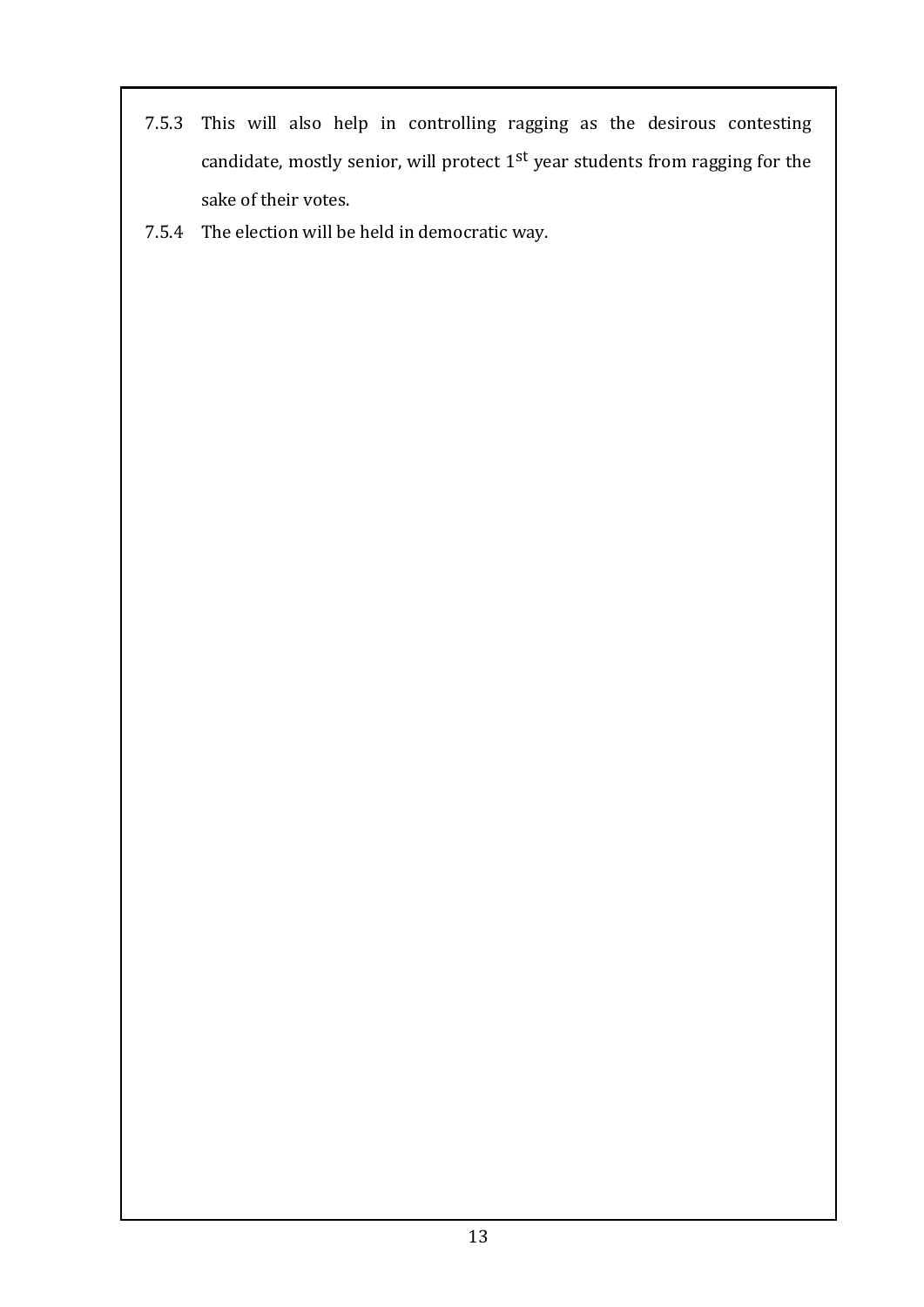7.5.3 This will also help in controlling ragging as the desirous contesting candidate, mostly senior, will protect 1st year students from ragging for the sake of their votes.

7.5.4 The election will be held in democratic way.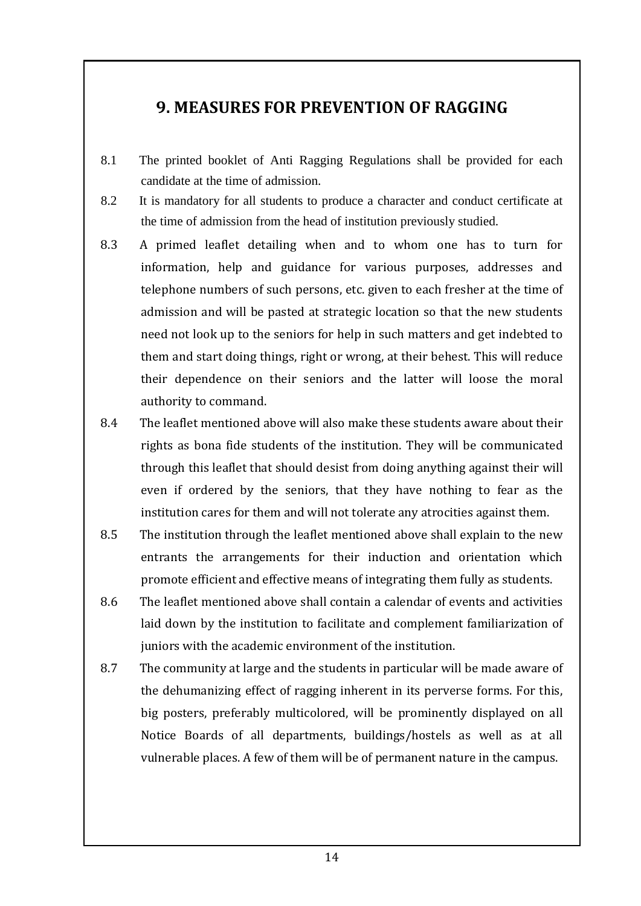## 9. MEASURES FOR PREVENTION OF RAGGING

8.1 The printed booklet of Anti Ragging Regulations shall be provided for each candidate at the time of admission.

8.2 It is mandatory for all students to produce a character and conduct certificate at the time of admission from the head of institution previously studied.

8.3 A primed leaflet detailing when and to whom one has to turn for information, help and guidance for various purposes, addresses and telephone numbers of such persons, etc. given to each fresher at the time of admission and will be pasted at strategic location so that the new students need not look up to the seniors for help in such matters and get indebted to them and start doing things, right or wrong, at their behest. This will reduce their dependence on their seniors and the latter will loose the moral authority to command.

8.4 The leaflet mentioned above will also make these students aware about their rights as bona fide students of the institution. They will be communicated through this leaflet that should desist from doing anything against their will even if ordered by the seniors, that they have nothing to fear as the institution cares for them and will not tolerate any atrocities against them.

8.5 The institution through the leaflet mentioned above shall explain to the new entrants the arrangements for their induction and orientation which promote efficient and effective means of integrating them fully as students.

8.6 The leaflet mentioned above shall contain a calendar of events and activities laid down by the institution to facilitate and complement familiarization of juniors with the academic environment of the institution.

8.7 The community at large and the students in particular will be made aware of the dehumanizing effect of ragging inherent in its perverse forms. For this, big posters, preferably multicolored, will be prominently displayed on all Notice Boards of all departments, buildings/hostels as well as at all vulnerable places. A few of them will be of permanent nature in the campus.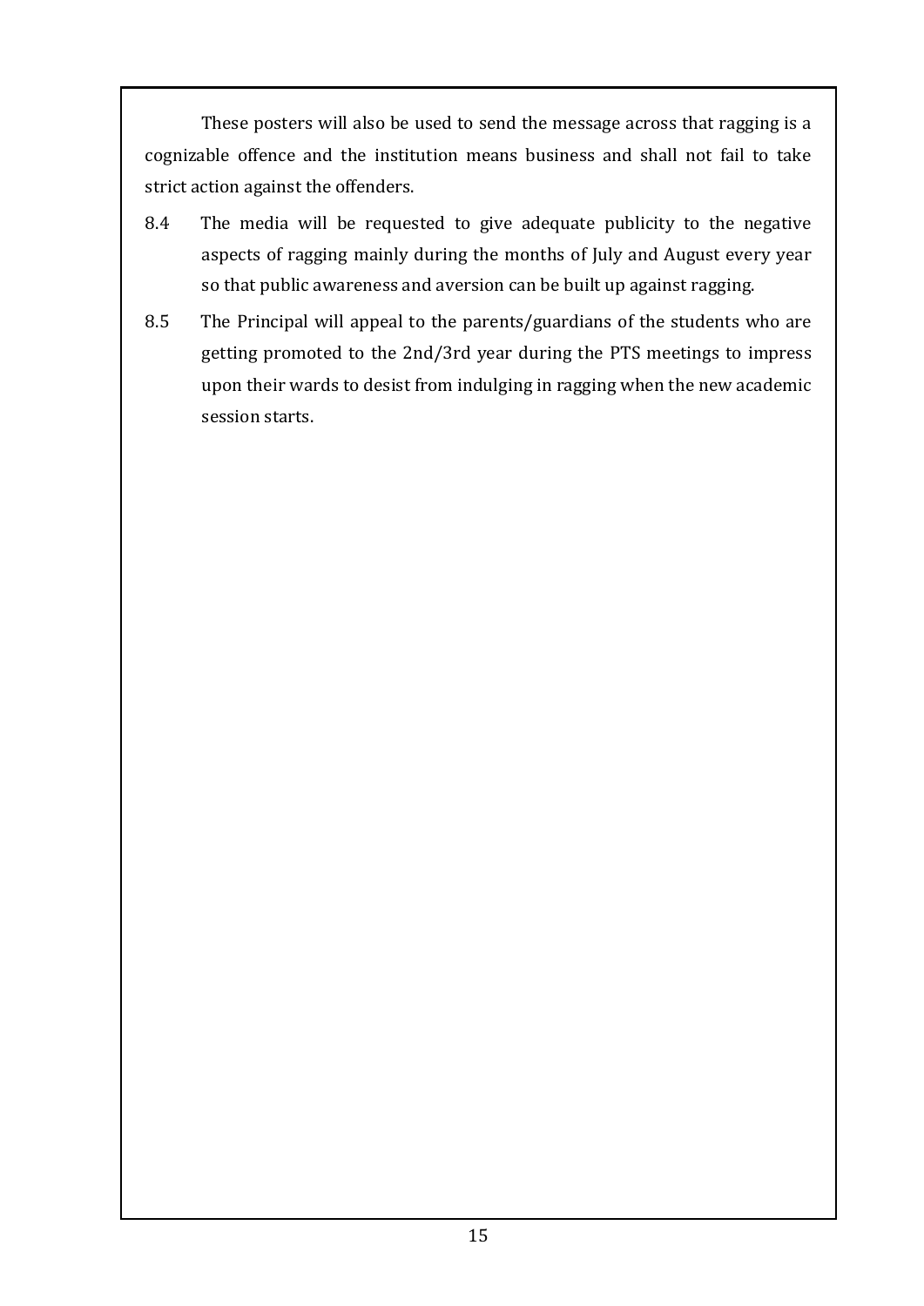These posters will also be used to send the message across that ragging is a cognizable offence and the institution means business and shall not fail to take strict action against the offenders.

8.4 The media will be requested to give adequate publicity to the negative aspects of ragging mainly during the months of July and August every year so that public awareness and aversion can be built up against ragging.

8.5 The Principal will appeal to the parents/guardians of the students who are getting promoted to the 2nd/3rd year during the PTS meetings to impress upon their wards to desist from indulging in ragging when the new academic session starts.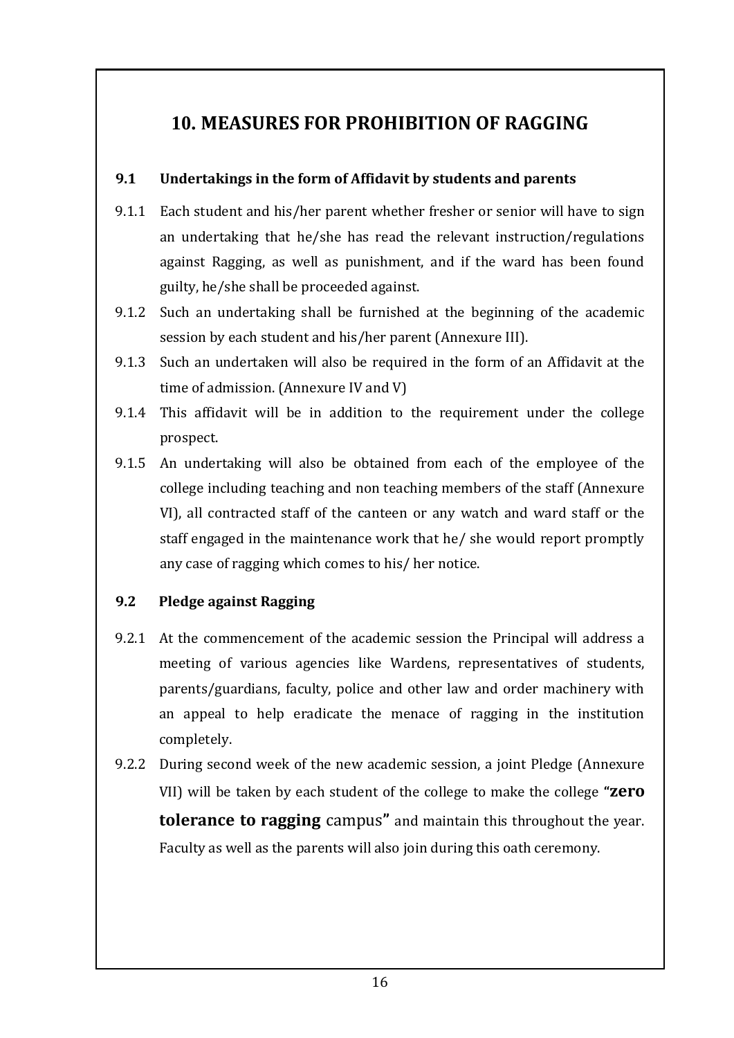# 10. MEASURES FOR PROHIBITION OF RAGGING

### 9.1 Undertakings in the form of Affidavit by students and parents

9.1.1 Each student and his/her parent whether fresher or senior will have to sign an undertaking that he/she has read the relevant instruction/regulations against Ragging, as well as punishment, and if the ward has been found guilty, he/she shall be proceeded against.

9.1.2 Such an undertaking shall be furnished at the beginning of the academic session by each student and his/her parent (Annexure III).

9.1.3 Such an undertaken will also be required in the form of an Affidavit at the time of admission. (Annexure IV and V)

9.1.4 This affidavit will be in addition to the requirement under the college prospect.

9.1.5 An undertaking will also be obtained from each of the employee of the college including teaching and non teaching members of the staff (Annexure VI), all contracted staff of the canteen or any watch and ward staff or the staff engaged in the maintenance work that he/ she would report promptly any case of ragging which comes to his/ her notice.

### 9.2 Pledge against Ragging

9.2.1 At the commencement of the academic session the Principal will address a meeting of various agencies like Wardens, representatives of students, parents/guardians, faculty, police and other law and order machinery with an appeal to help eradicate the menace of ragging in the institution completely.

9.2.2 During second week of the new academic session, a joint Pledge (Annexure VII) will be taken by each student of the college to make the college **"zero tolerance to ragging** campus**"** and maintain this throughout the year. Faculty as well as the parents will also join during this oath ceremony.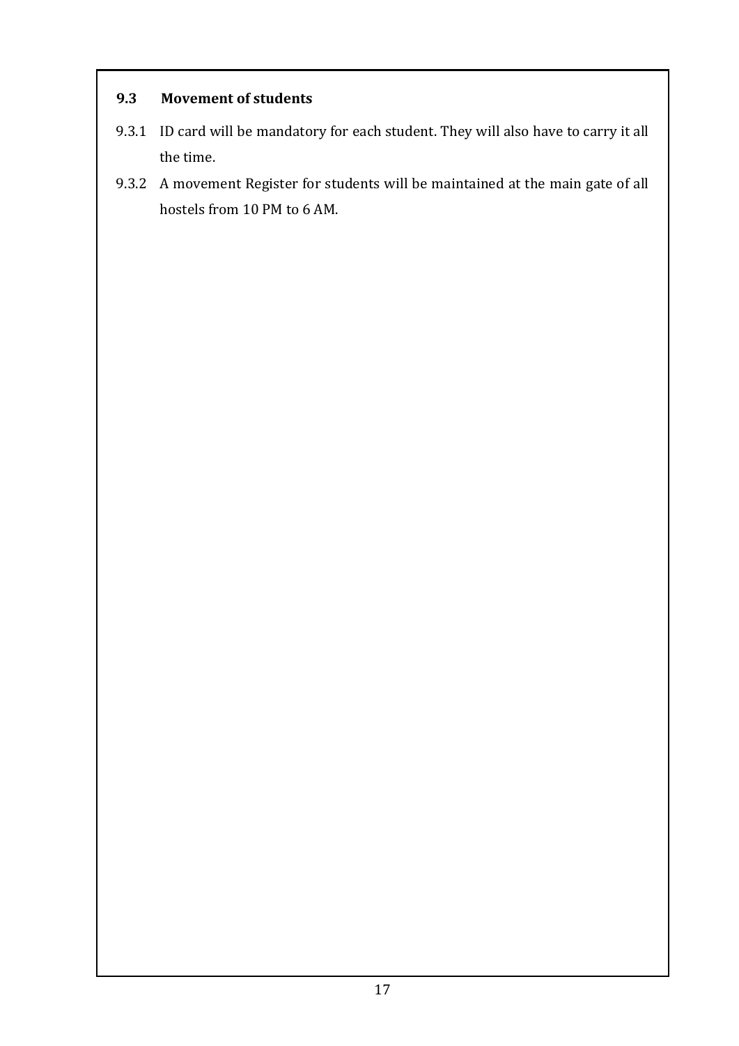### 9.3 Movement of students

9.3.1 ID card will be mandatory for each student. They will also have to carry it all the time.

9.3.2 A movement Register for students will be maintained at the main gate of all hostels from 10 PM to 6 AM.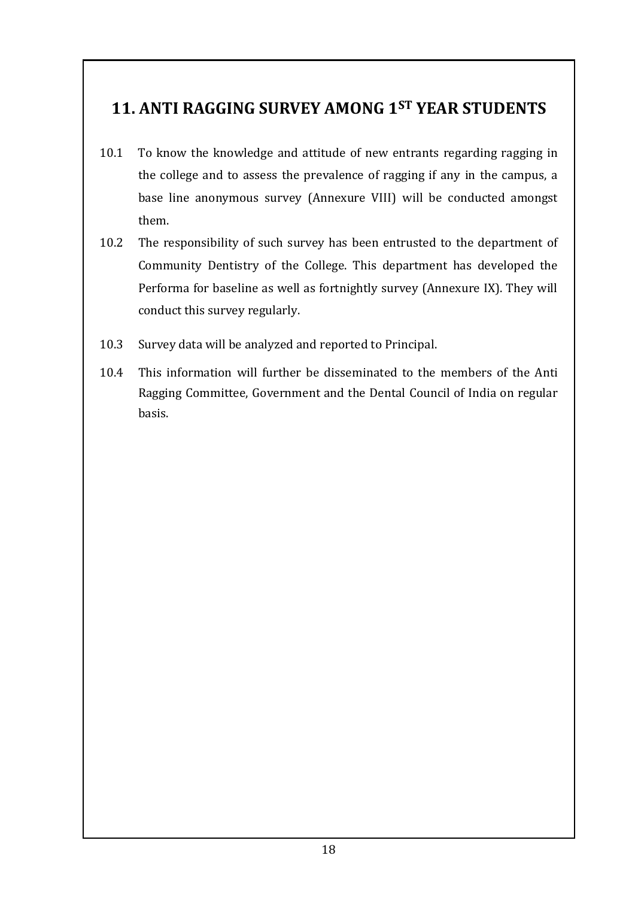# 11. ANTI RAGGING SURVEY AMONG 1ST YEAR STUDENTS

10.1 To know the knowledge and attitude of new entrants regarding ragging in the college and to assess the prevalence of ragging if any in the campus, a base line anonymous survey (Annexure VIII) will be conducted amongst them.

10.2 The responsibility of such survey has been entrusted to the department of Community Dentistry of the College. This department has developed the Performa for baseline as well as fortnightly survey (Annexure IX). They will conduct this survey regularly.

10.3 Survey data will be analyzed and reported to Principal.

10.4 This information will further be disseminated to the members of the Anti Ragging Committee, Government and the Dental Council of India on regular basis.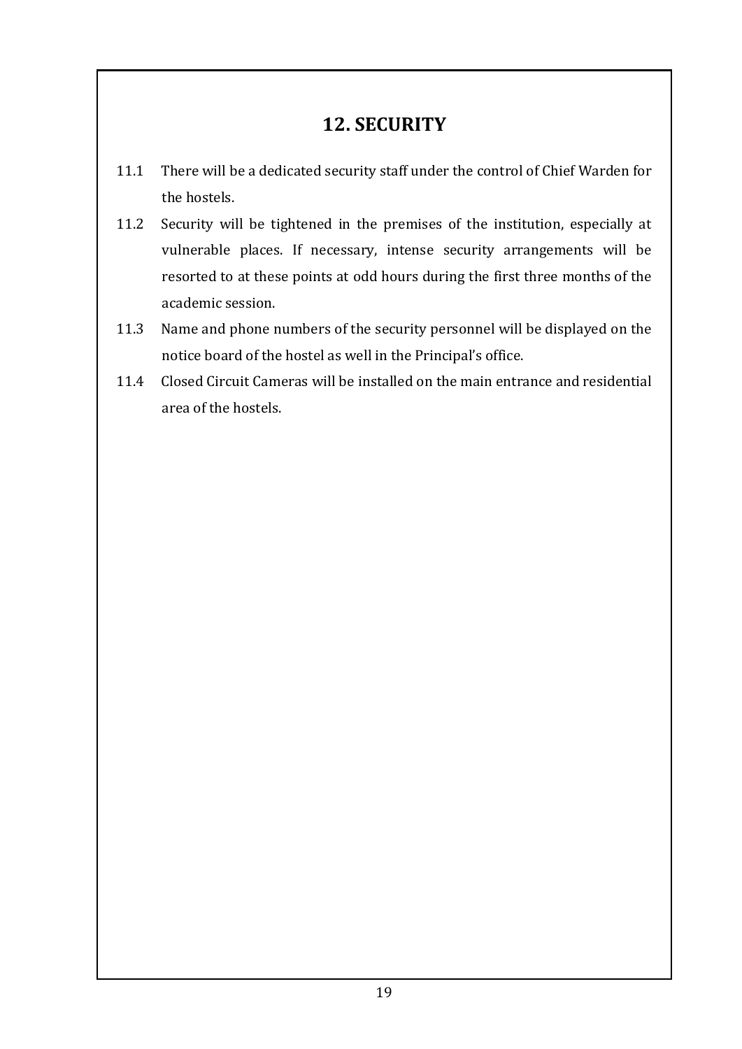## 12. SECURITY

11.1 There will be a dedicated security staff under the control of Chief Warden for the hostels.

11.2 Security will be tightened in the premises of the institution, especially at vulnerable places. If necessary, intense security arrangements will be resorted to at these points at odd hours during the first three months of the academic session.

11.3 Name and phone numbers of the security personnel will be displayed on the notice board of the hostel as well in the Principal's office.

11.4 Closed Circuit Cameras will be installed on the main entrance and residential area of the hostels.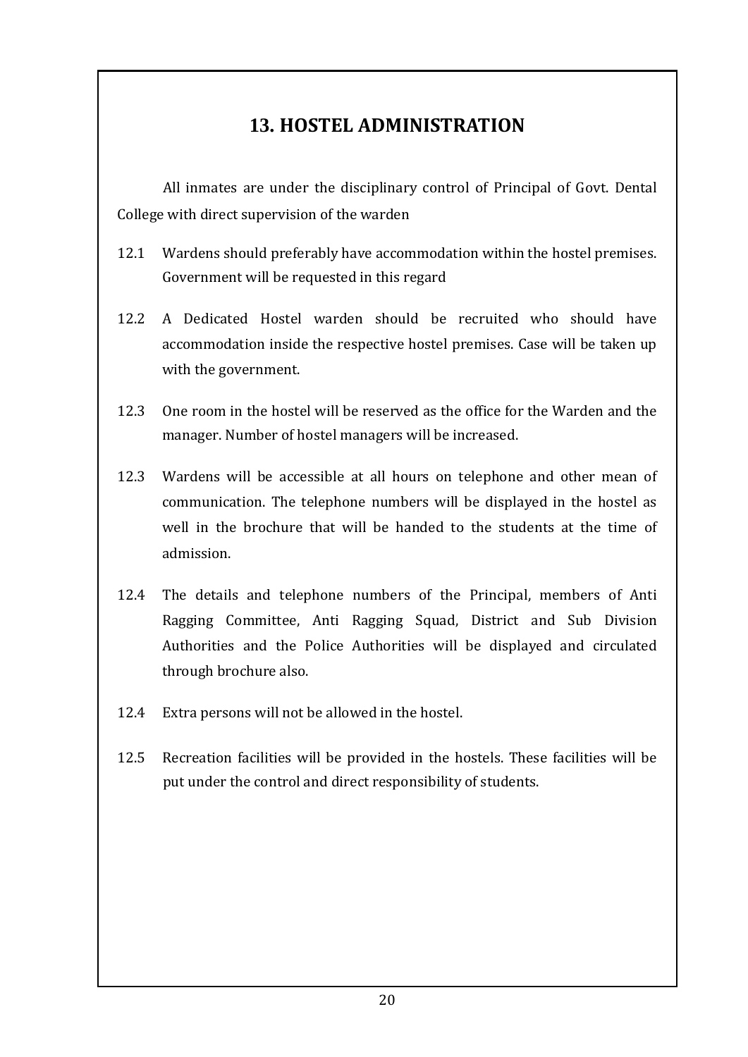# 13. HOSTEL ADMINISTRATION

All inmates are under the disciplinary control of Principal of Govt. Dental College with direct supervision of the warden

12.1 Wardens should preferably have accommodation within the hostel premises. Government will be requested in this regard

12.2 A Dedicated Hostel warden should be recruited who should have accommodation inside the respective hostel premises. Case will be taken up with the government.

12.3 One room in the hostel will be reserved as the office for the Warden and the manager. Number of hostel managers will be increased.

12.3 Wardens will be accessible at all hours on telephone and other mean of communication. The telephone numbers will be displayed in the hostel as well in the brochure that will be handed to the students at the time of admission.

12.4 The details and telephone numbers of the Principal, members of Anti Ragging Committee, Anti Ragging Squad, District and Sub Division Authorities and the Police Authorities will be displayed and circulated through brochure also.

12.4 Extra persons will not be allowed in the hostel.

12.5 Recreation facilities will be provided in the hostels. These facilities will be put under the control and direct responsibility of students.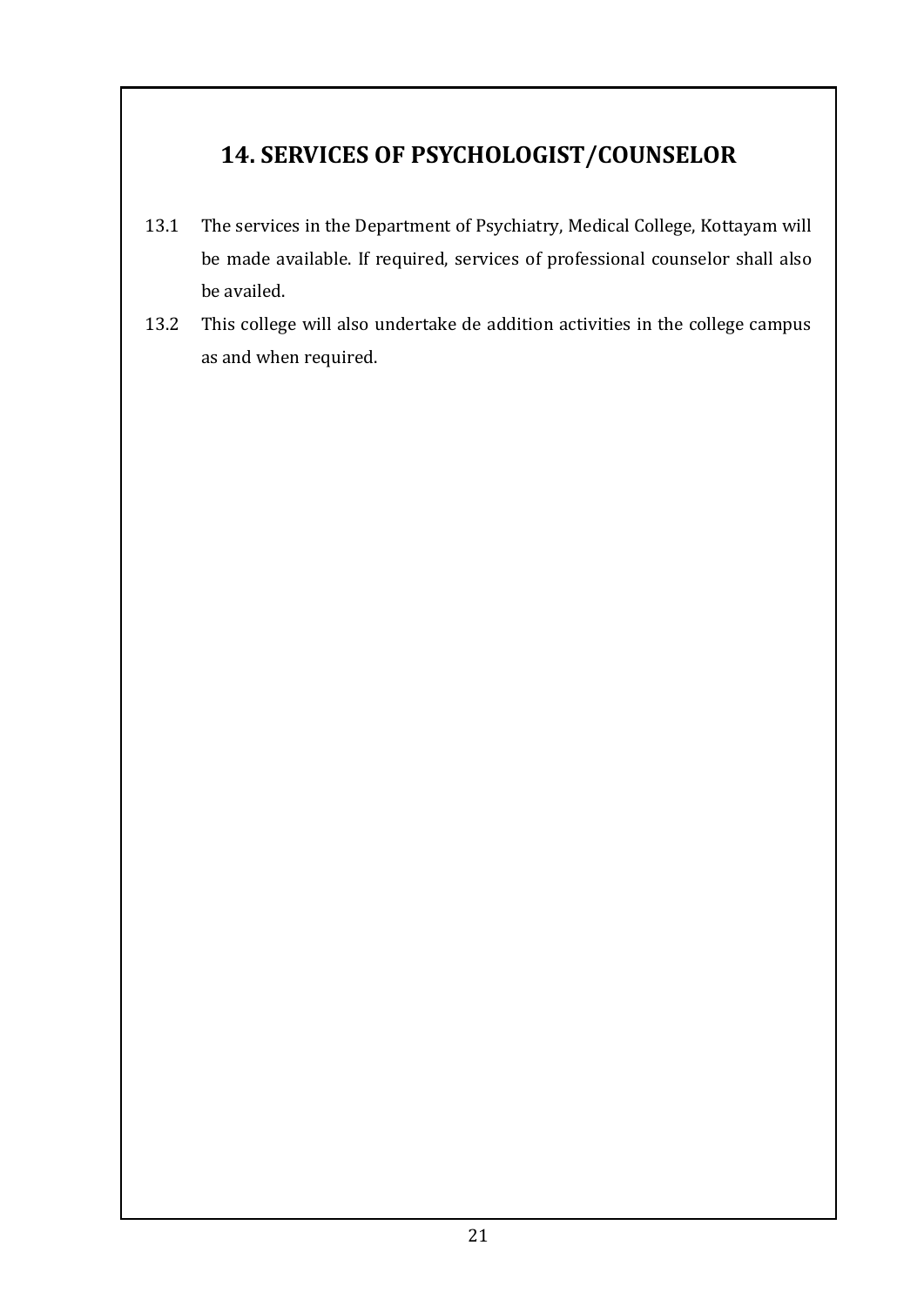## 14. SERVICES OF PSYCHOLOGIST/COUNSELOR

13.1 The services in the Department of Psychiatry, Medical College, Kottayam will be made available. If required, services of professional counselor shall also be availed.

13.2 This college will also undertake de addition activities in the college campus as and when required.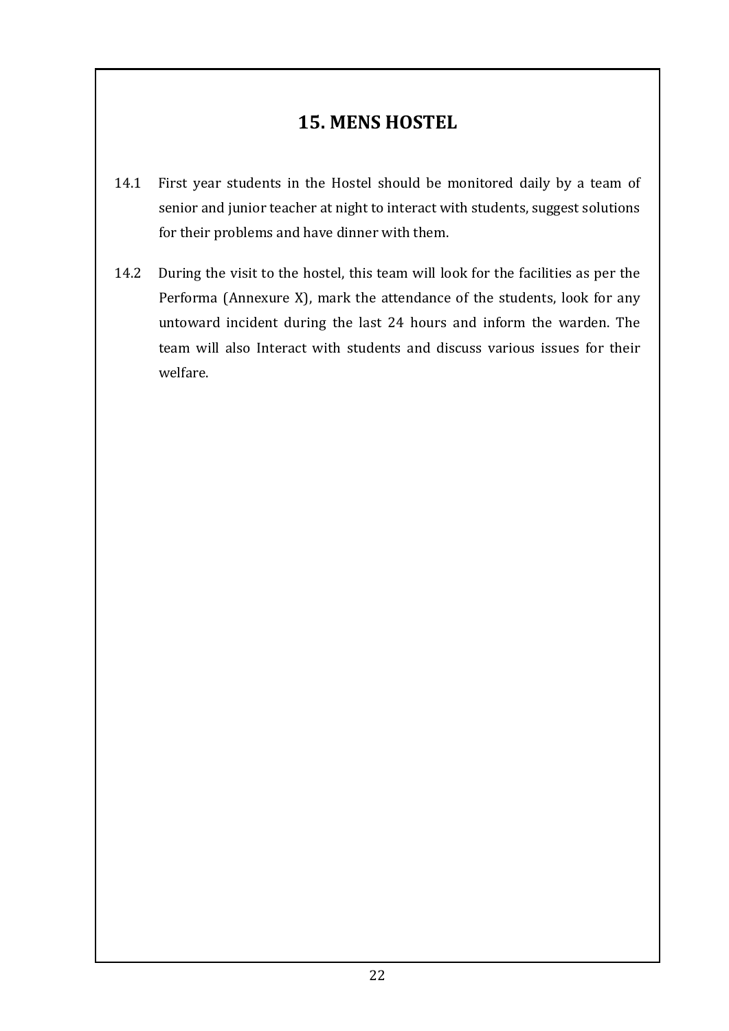## 15. MENS HOSTEL

14.1 First year students in the Hostel should be monitored daily by a team of senior and junior teacher at night to interact with students, suggest solutions for their problems and have dinner with them.

14.2 During the visit to the hostel, this team will look for the facilities as per the Performa (Annexure X), mark the attendance of the students, look for any untoward incident during the last 24 hours and inform the warden. The team will also Interact with students and discuss various issues for their welfare.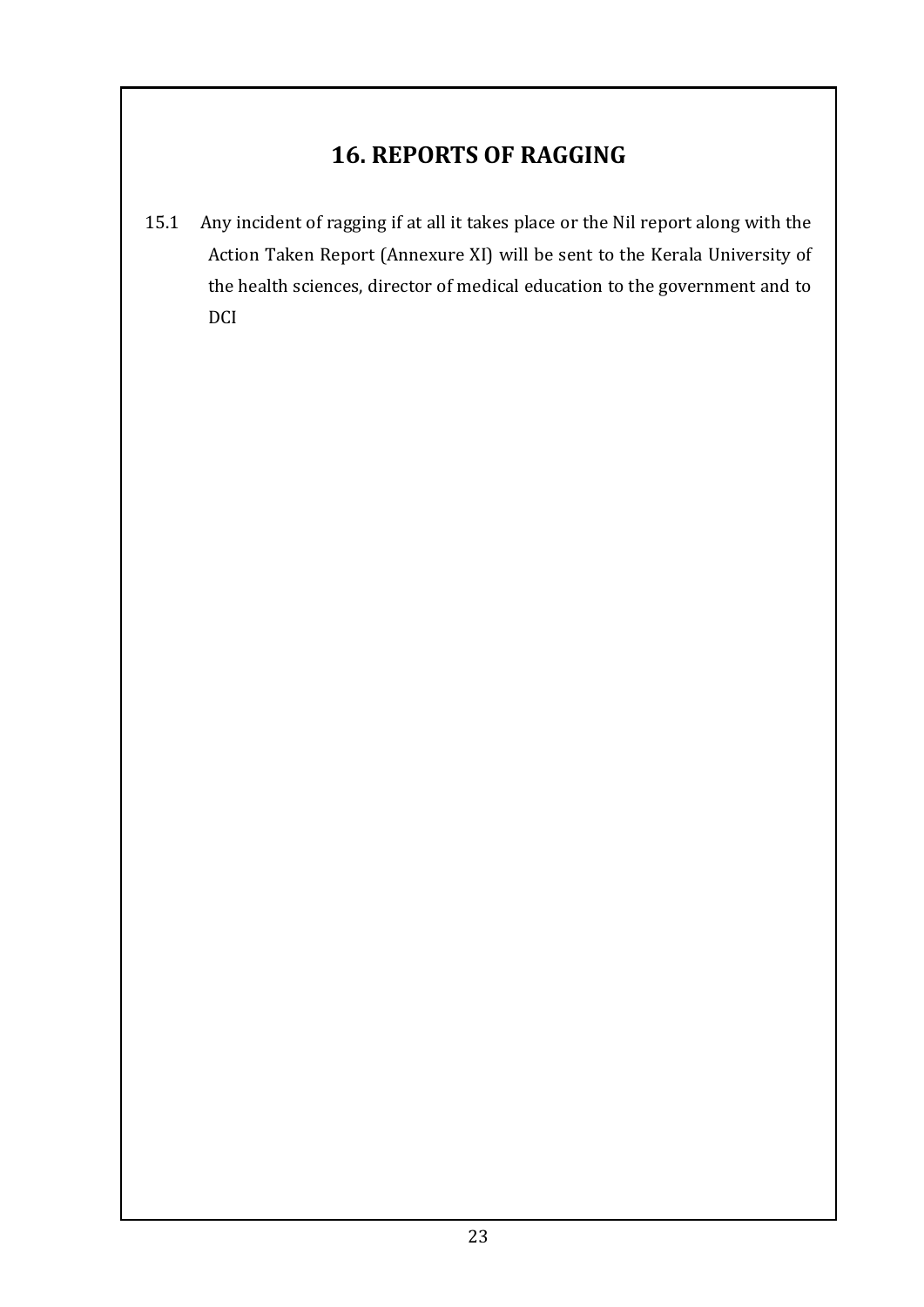## 16. REPORTS OF RAGGING

15.1 Any incident of ragging if at all it takes place or the Nil report along with the Action Taken Report (Annexure XI) will be sent to the Kerala University of the health sciences, director of medical education to the government and to DCI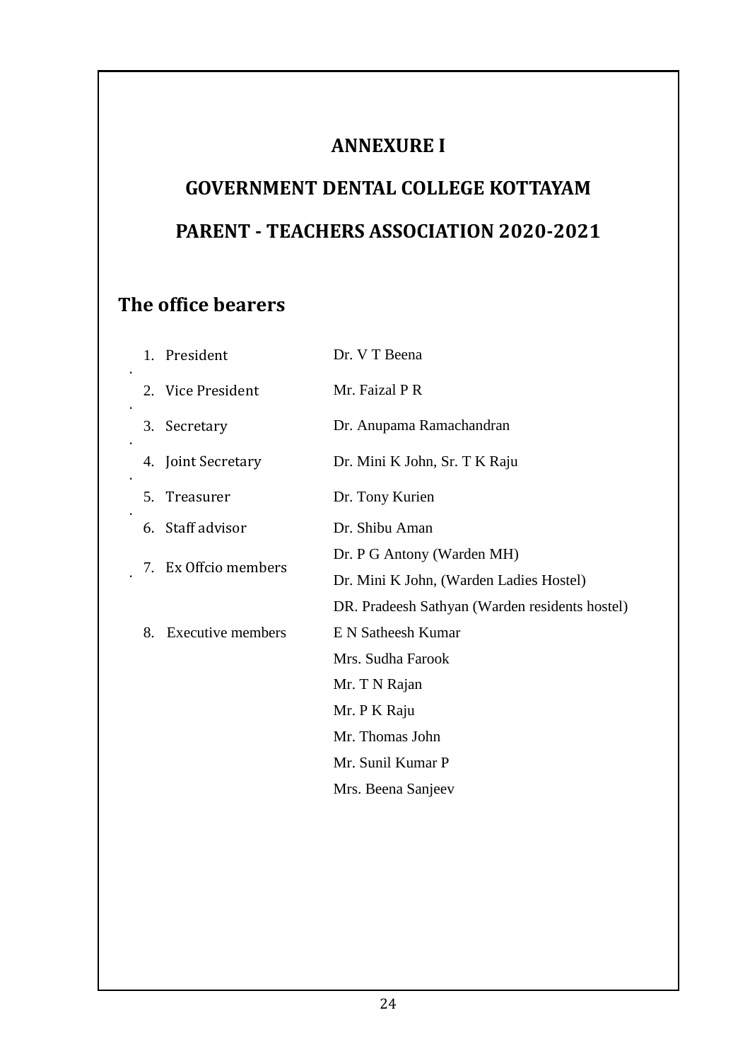# ANNEXURE I

# GOVERNMENT DENTAL COLLEGE KOTTAYAM

# PARENT - TEACHERS ASSOCIATION 2020-2021

## The office bearers

| | |
|---|---|
| 1. President | Dr. V T Beena |
| 2. Vice President | Mr. Faizal P R |
| 3. Secretary | Dr. Anupama Ramachandran |
| 4. Joint Secretary | Dr. Mini K John, Sr. T K Raju |
| 5. Treasurer | Dr. Tony Kurien |
| 6. Staff advisor | Dr. Shibu Aman |
| 7. Ex Offcio members | Dr. P G Antony (Warden MH)<br>Dr. Mini K John, (Warden Ladies Hostel)<br>DR. Pradeesh Sathyan (Warden residents hostel) |
| 8. Executive members | E N Satheesh Kumar<br>Mrs. Sudha Farook<br>Mr. T N Rajan<br>Mr. P K Raju<br>Mr. Thomas John<br>Mr. Sunil Kumar P<br>Mrs. Beena Sanjeev |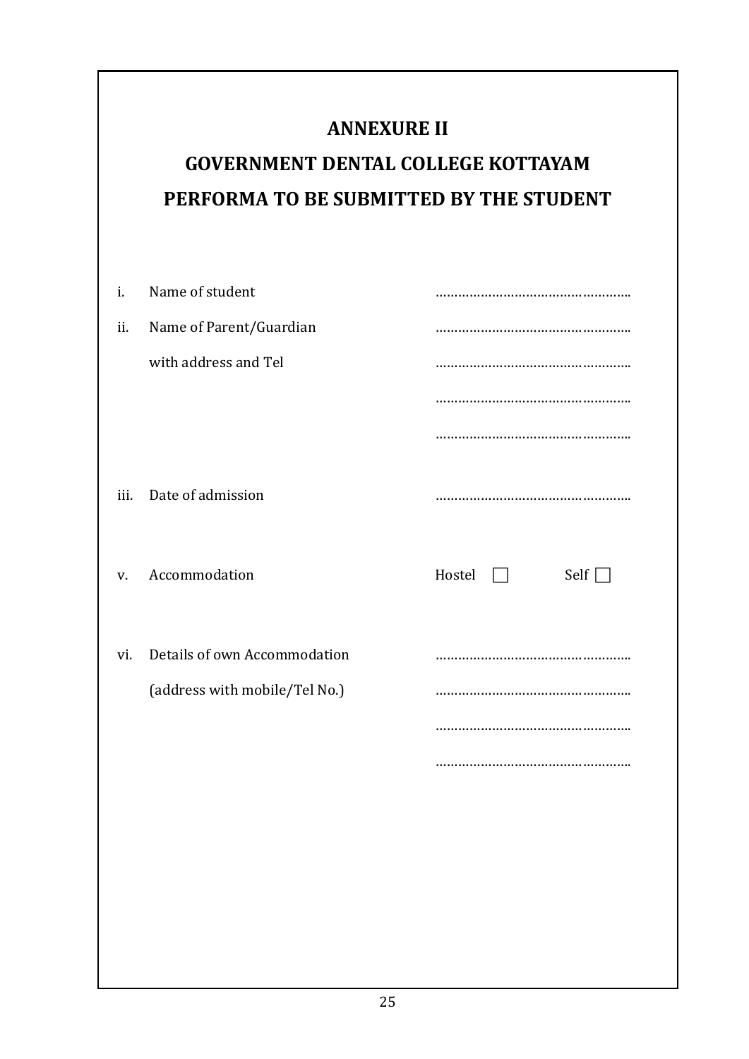# ANNEXURE II

## GOVERNMENT DENTAL COLLEGE KOTTAYAM

## PERFORMA TO BE SUBMITTED BY THE STUDENT

i. Name of student ……………………………………………..

ii. Name of Parent/Guardian ……………………………………………..

with address and Tel ……………………………………………..

……………………………………………..

……………………………………………..

iii. Date of admission ……………………………………………..

v. Accommodation Hostel ☐ Self ☐

vi. Details of own Accommodation ……………………………………………..

(address with mobile/Tel No.) ……………………………………………..

……………………………………………..

……………………………………………..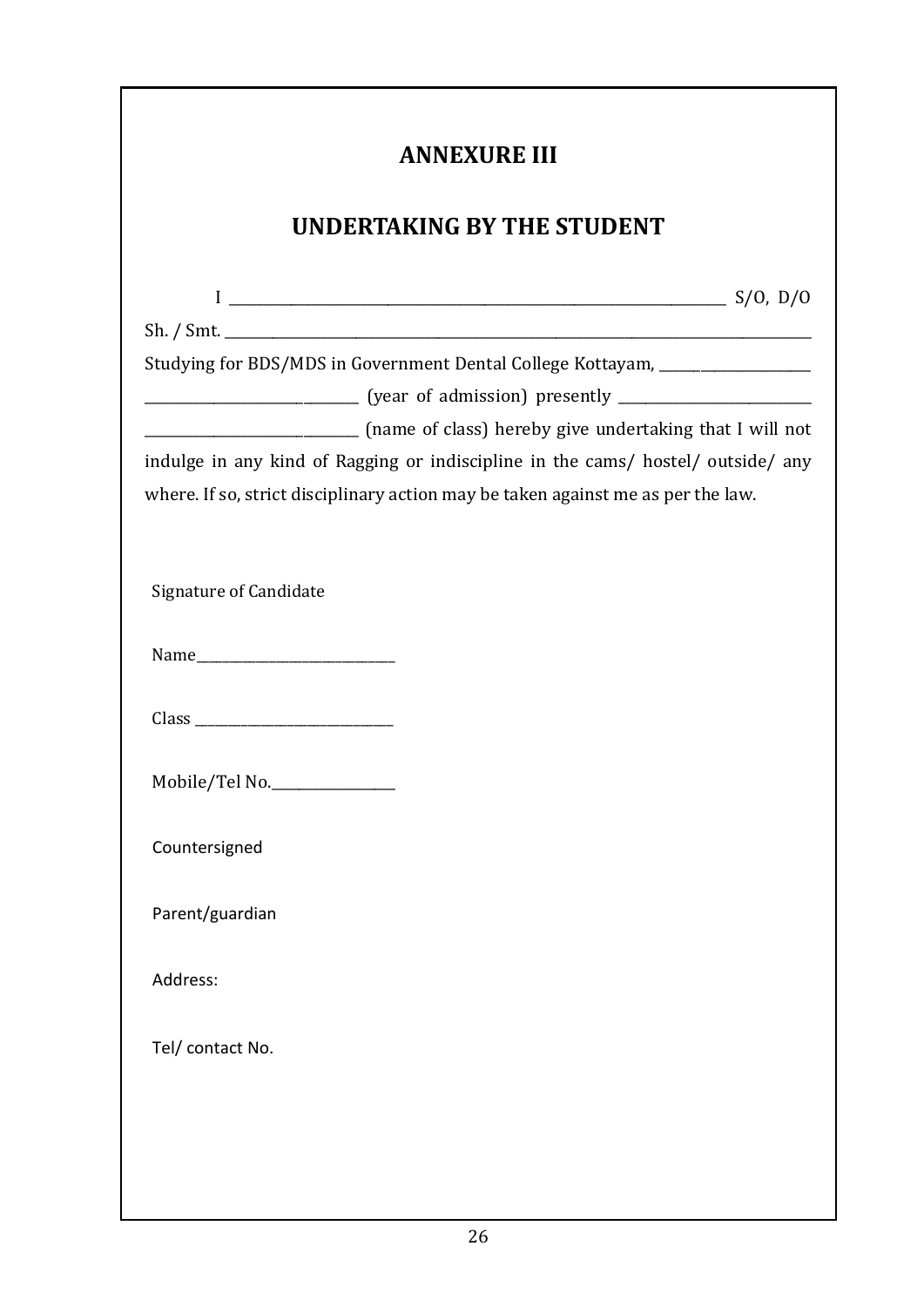## ANNEXURE III

## UNDERTAKING BY THE STUDENT

I ______________________________________________________________ S/O, D/O Sh. / Smt. ______________________________________________________________ Studying for BDS/MDS in Government Dental College Kottayam, ____________________ ____________________________ (year of admission) presently ________________________ ____________________________ (name of class) hereby give undertaking that I will not indulge in any kind of Ragging or indiscipline in the cams/ hostel/ outside/ any where. If so, strict disciplinary action may be taken against me as per the law.

Signature of Candidate

Name__________________________

Class __________________________

Mobile/Tel No.______________

Countersigned

Parent/guardian

Address:

Tel/ contact No.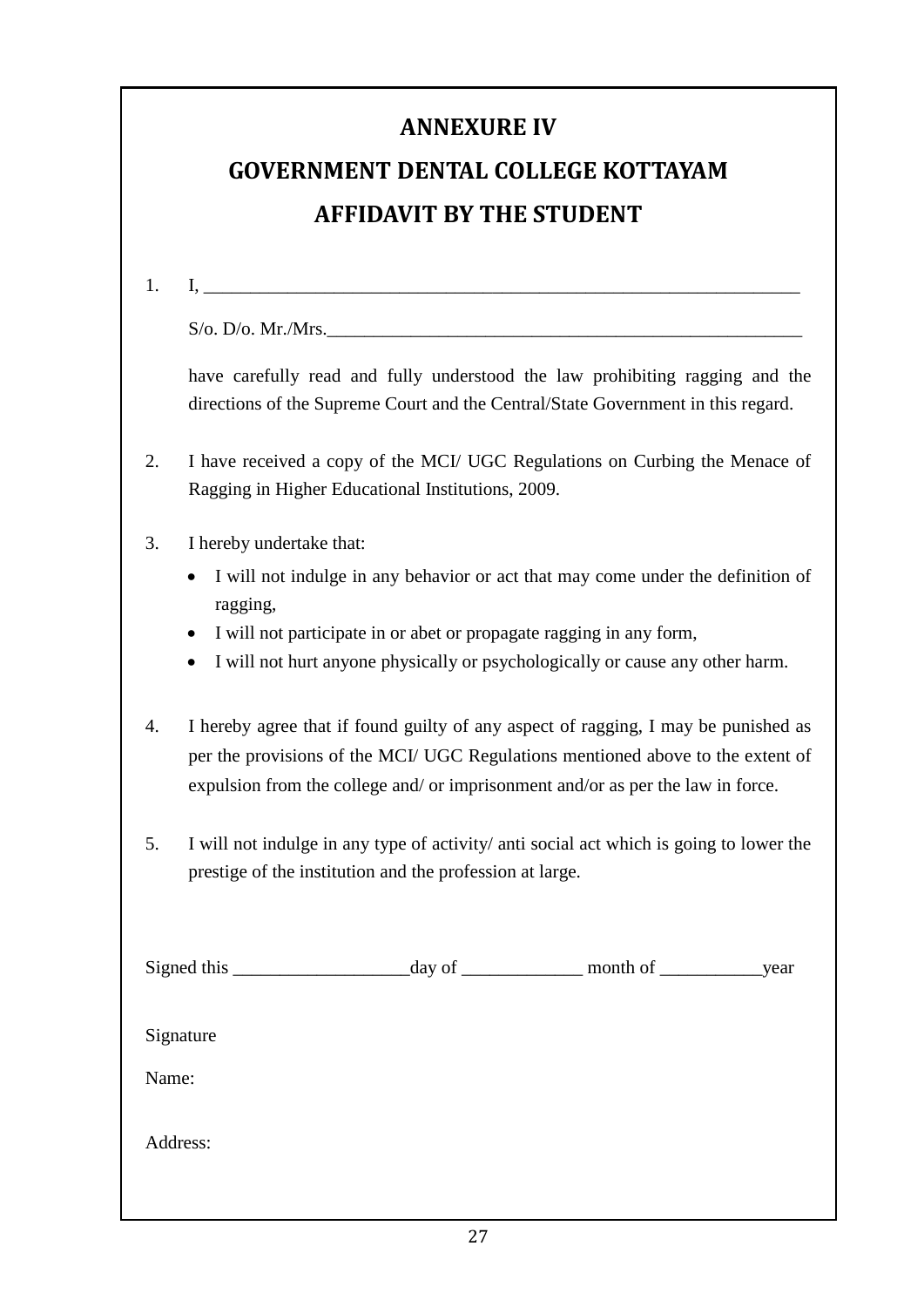# ANNEXURE IV

# GOVERNMENT DENTAL COLLEGE KOTTAYAM

# AFFIDAVIT BY THE STUDENT

1. I, _______________________________________________________________

   S/o. D/o. Mr./Mrs.__________________________________________________

   have carefully read and fully understood the law prohibiting ragging and the directions of the Supreme Court and the Central/State Government in this regard.

2. I have received a copy of the MCI/ UGC Regulations on Curbing the Menace of Ragging in Higher Educational Institutions, 2009.

3. I hereby undertake that:
   - I will not indulge in any behavior or act that may come under the definition of ragging,
   - I will not participate in or abet or propagate ragging in any form,
   - I will not hurt anyone physically or psychologically or cause any other harm.

4. I hereby agree that if found guilty of any aspect of ragging, I may be punished as per the provisions of the MCI/ UGC Regulations mentioned above to the extent of expulsion from the college and/ or imprisonment and/or as per the law in force.

5. I will not indulge in any type of activity/ anti social act which is going to lower the prestige of the institution and the profession at large.

Signed this ___________________day of _____________ month of ___________year

Signature

Name:

Address: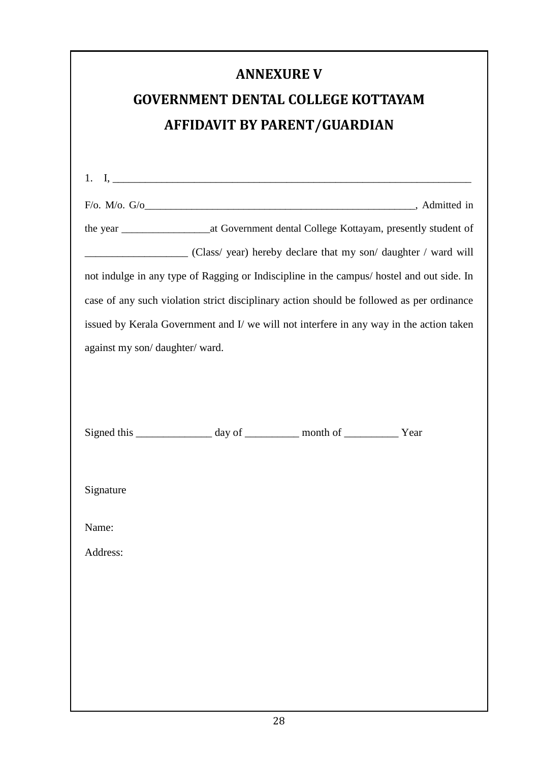# ANNEXURE V

# GOVERNMENT DENTAL COLLEGE KOTTAYAM

# AFFIDAVIT BY PARENT/GUARDIAN

1. I, ______________________________________________________________________

F/o. M/o. G/o____________________________________________________, Admitted in the year ________________at Government dental College Kottayam, presently student of ___________________ (Class/ year) hereby declare that my son/ daughter / ward will not indulge in any type of Ragging or Indiscipline in the campus/ hostel and out side. In case of any such violation strict disciplinary action should be followed as per ordinance issued by Kerala Government and I/ we will not interfere in any way in the action taken against my son/ daughter/ ward.

Signed this ______________ day of __________ month of __________ Year

Signature

Name:

Address: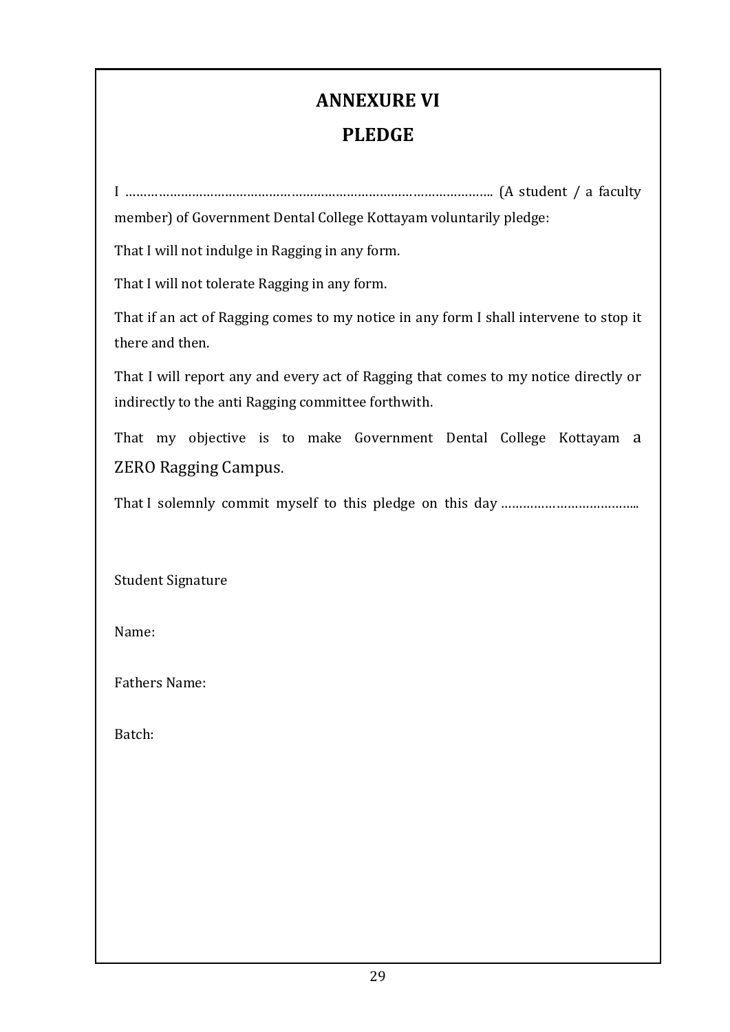# ANNEXURE VI

# PLEDGE

I ………………………………………………………………………………………. (A student / a faculty member) of Government Dental College Kottayam voluntarily pledge:

That I will not indulge in Ragging in any form.

That I will not tolerate Ragging in any form.

That if an act of Ragging comes to my notice in any form I shall intervene to stop it there and then.

That I will report any and every act of Ragging that comes to my notice directly or indirectly to the anti Ragging committee forthwith.

That my objective is to make Government Dental College Kottayam a ZERO Ragging Campus.

That I solemnly commit myself to this pledge on this day ………………………………..

Student Signature

Name:

Fathers Name:

Batch: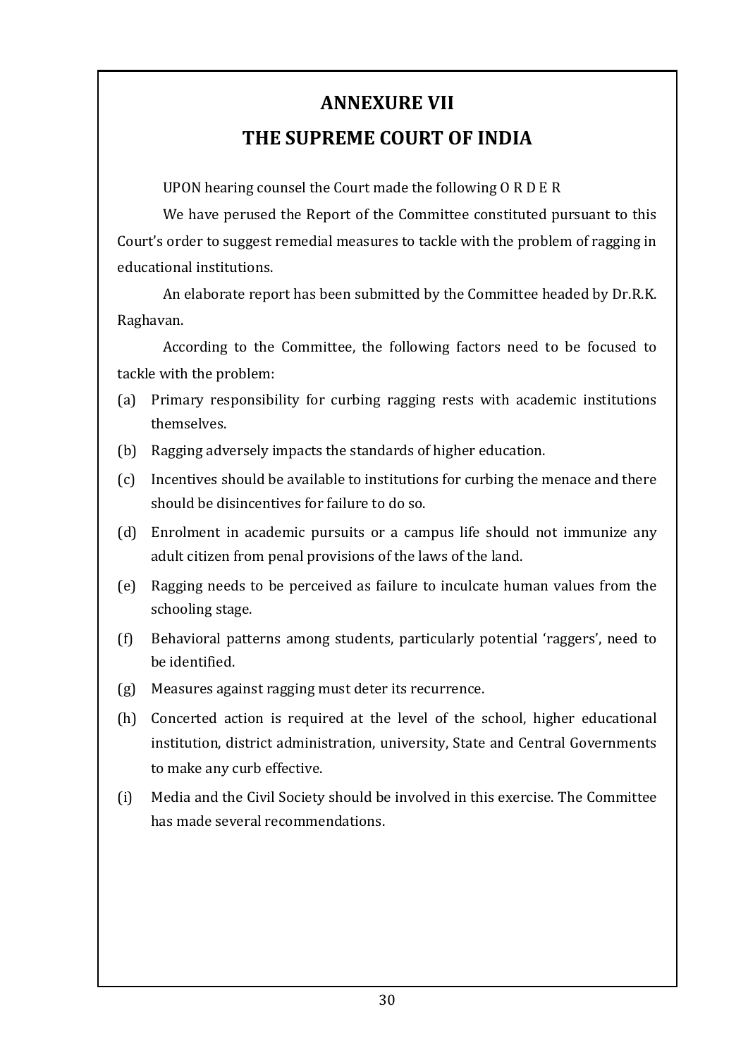# ANNEXURE VII

# THE SUPREME COURT OF INDIA

UPON hearing counsel the Court made the following O R D E R

We have perused the Report of the Committee constituted pursuant to this Court's order to suggest remedial measures to tackle with the problem of ragging in educational institutions.

An elaborate report has been submitted by the Committee headed by Dr.R.K. Raghavan.

According to the Committee, the following factors need to be focused to tackle with the problem:

(a) Primary responsibility for curbing ragging rests with academic institutions themselves.

(b) Ragging adversely impacts the standards of higher education.

(c) Incentives should be available to institutions for curbing the menace and there should be disincentives for failure to do so.

(d) Enrolment in academic pursuits or a campus life should not immunize any adult citizen from penal provisions of the laws of the land.

(e) Ragging needs to be perceived as failure to inculcate human values from the schooling stage.

(f) Behavioral patterns among students, particularly potential 'raggers', need to be identified.

(g) Measures against ragging must deter its recurrence.

(h) Concerted action is required at the level of the school, higher educational institution, district administration, university, State and Central Governments to make any curb effective.

(i) Media and the Civil Society should be involved in this exercise. The Committee has made several recommendations.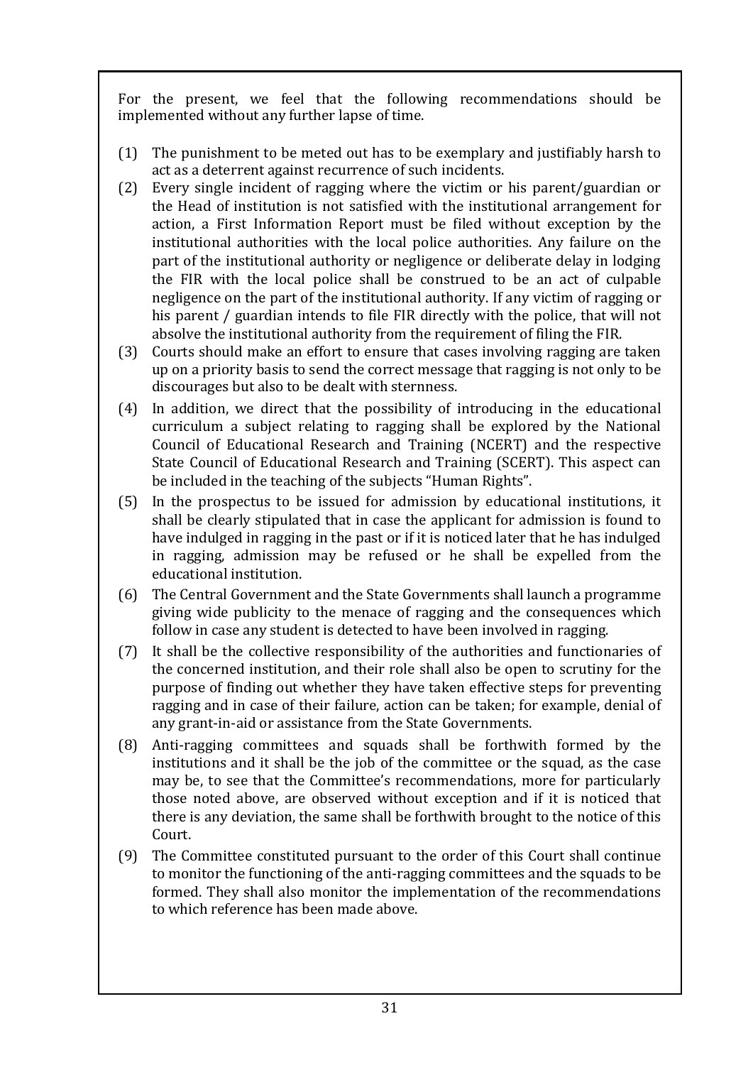For the present, we feel that the following recommendations should be implemented without any further lapse of time.

(1) The punishment to be meted out has to be exemplary and justifiably harsh to act as a deterrent against recurrence of such incidents.

(2) Every single incident of ragging where the victim or his parent/guardian or the Head of institution is not satisfied with the institutional arrangement for action, a First Information Report must be filed without exception by the institutional authorities with the local police authorities. Any failure on the part of the institutional authority or negligence or deliberate delay in lodging the FIR with the local police shall be construed to be an act of culpable negligence on the part of the institutional authority. If any victim of ragging or his parent / guardian intends to file FIR directly with the police, that will not absolve the institutional authority from the requirement of filing the FIR.

(3) Courts should make an effort to ensure that cases involving ragging are taken up on a priority basis to send the correct message that ragging is not only to be discourages but also to be dealt with sternness.

(4) In addition, we direct that the possibility of introducing in the educational curriculum a subject relating to ragging shall be explored by the National Council of Educational Research and Training (NCERT) and the respective State Council of Educational Research and Training (SCERT). This aspect can be included in the teaching of the subjects "Human Rights".

(5) In the prospectus to be issued for admission by educational institutions, it shall be clearly stipulated that in case the applicant for admission is found to have indulged in ragging in the past or if it is noticed later that he has indulged in ragging, admission may be refused or he shall be expelled from the educational institution.

(6) The Central Government and the State Governments shall launch a programme giving wide publicity to the menace of ragging and the consequences which follow in case any student is detected to have been involved in ragging.

(7) It shall be the collective responsibility of the authorities and functionaries of the concerned institution, and their role shall also be open to scrutiny for the purpose of finding out whether they have taken effective steps for preventing ragging and in case of their failure, action can be taken; for example, denial of any grant-in-aid or assistance from the State Governments.

(8) Anti-ragging committees and squads shall be forthwith formed by the institutions and it shall be the job of the committee or the squad, as the case may be, to see that the Committee's recommendations, more for particularly those noted above, are observed without exception and if it is noticed that there is any deviation, the same shall be forthwith brought to the notice of this Court.

(9) The Committee constituted pursuant to the order of this Court shall continue to monitor the functioning of the anti-ragging committees and the squads to be formed. They shall also monitor the implementation of the recommendations to which reference has been made above.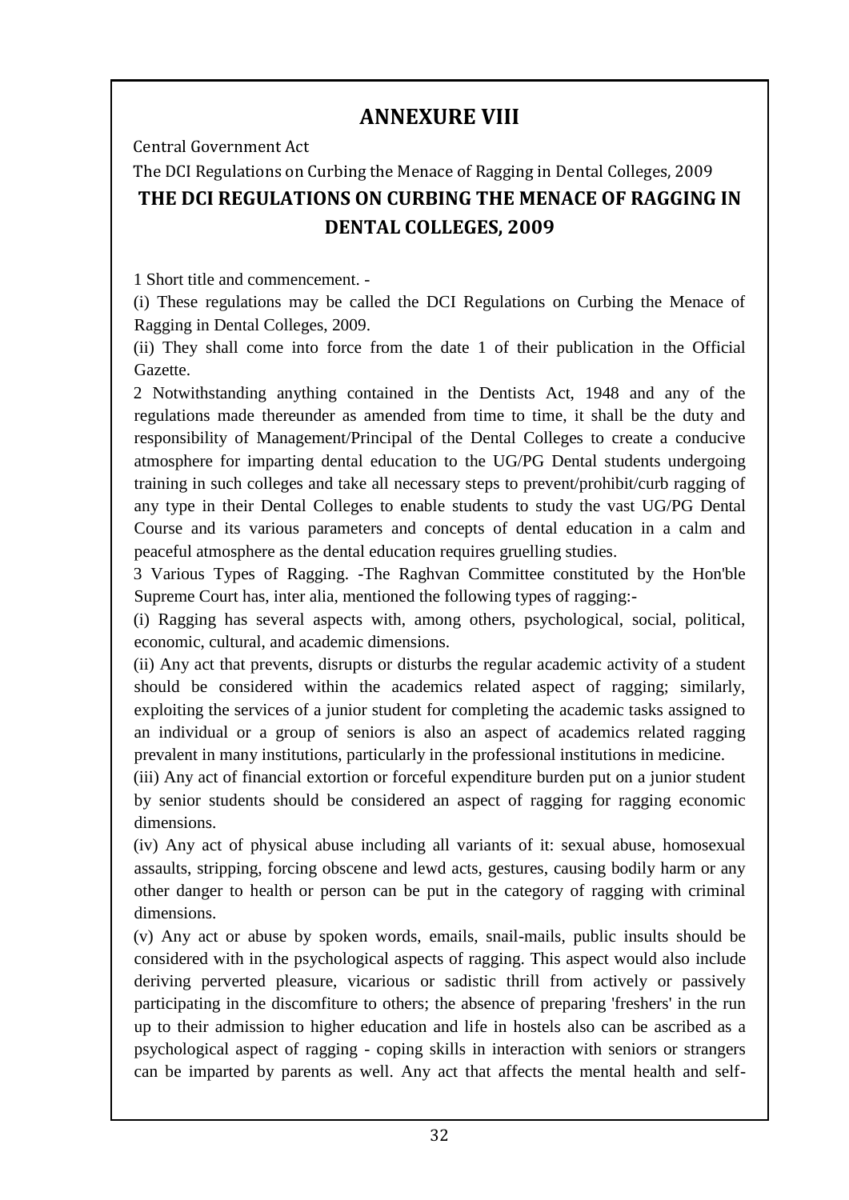# ANNEXURE VIII

Central Government Act

The DCI Regulations on Curbing the Menace of Ragging in Dental Colleges, 2009

## THE DCI REGULATIONS ON CURBING THE MENACE OF RAGGING IN DENTAL COLLEGES, 2009

1 Short title and commencement. -

(i) These regulations may be called the DCI Regulations on Curbing the Menace of Ragging in Dental Colleges, 2009.

(ii) They shall come into force from the date 1 of their publication in the Official Gazette.

2 Notwithstanding anything contained in the Dentists Act, 1948 and any of the regulations made thereunder as amended from time to time, it shall be the duty and responsibility of Management/Principal of the Dental Colleges to create a conducive atmosphere for imparting dental education to the UG/PG Dental students undergoing training in such colleges and take all necessary steps to prevent/prohibit/curb ragging of any type in their Dental Colleges to enable students to study the vast UG/PG Dental Course and its various parameters and concepts of dental education in a calm and peaceful atmosphere as the dental education requires gruelling studies.

3 Various Types of Ragging. -The Raghvan Committee constituted by the Hon'ble Supreme Court has, inter alia, mentioned the following types of ragging:-

(i) Ragging has several aspects with, among others, psychological, social, political, economic, cultural, and academic dimensions.

(ii) Any act that prevents, disrupts or disturbs the regular academic activity of a student should be considered within the academics related aspect of ragging; similarly, exploiting the services of a junior student for completing the academic tasks assigned to an individual or a group of seniors is also an aspect of academics related ragging prevalent in many institutions, particularly in the professional institutions in medicine.

(iii) Any act of financial extortion or forceful expenditure burden put on a junior student by senior students should be considered an aspect of ragging for ragging economic dimensions.

(iv) Any act of physical abuse including all variants of it: sexual abuse, homosexual assaults, stripping, forcing obscene and lewd acts, gestures, causing bodily harm or any other danger to health or person can be put in the category of ragging with criminal dimensions.

(v) Any act or abuse by spoken words, emails, snail-mails, public insults should be considered with in the psychological aspects of ragging. This aspect would also include deriving perverted pleasure, vicarious or sadistic thrill from actively or passively participating in the discomfiture to others; the absence of preparing 'freshers' in the run up to their admission to higher education and life in hostels also can be ascribed as a psychological aspect of ragging - coping skills in interaction with seniors or strangers can be imparted by parents as well. Any act that affects the mental health and self-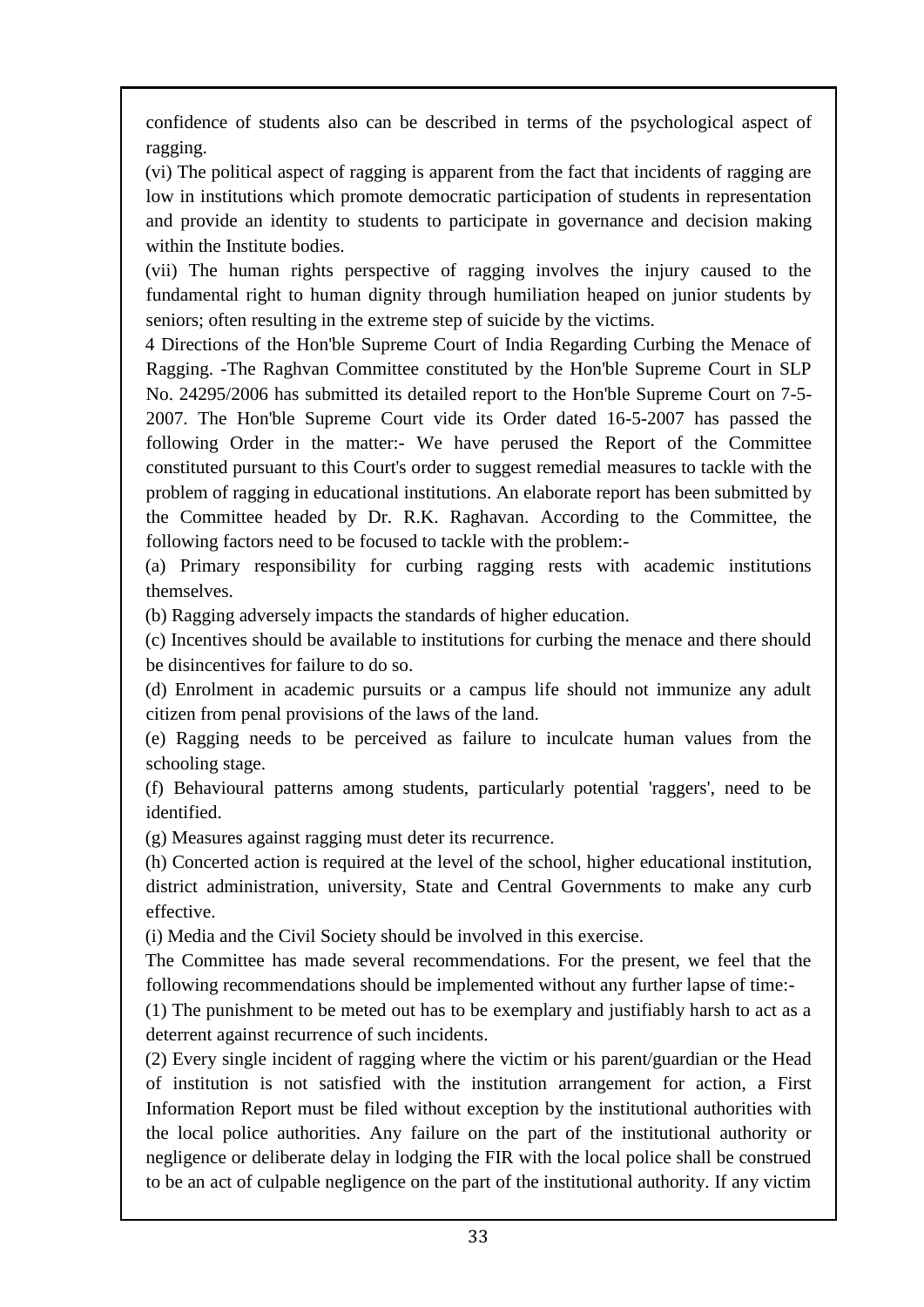confidence of students also can be described in terms of the psychological aspect of ragging.

(vi) The political aspect of ragging is apparent from the fact that incidents of ragging are low in institutions which promote democratic participation of students in representation and provide an identity to students to participate in governance and decision making within the Institute bodies.

(vii) The human rights perspective of ragging involves the injury caused to the fundamental right to human dignity through humiliation heaped on junior students by seniors; often resulting in the extreme step of suicide by the victims.

4 Directions of the Hon'ble Supreme Court of India Regarding Curbing the Menace of Ragging. -The Raghvan Committee constituted by the Hon'ble Supreme Court in SLP No. 24295/2006 has submitted its detailed report to the Hon'ble Supreme Court on 7-5-2007. The Hon'ble Supreme Court vide its Order dated 16-5-2007 has passed the following Order in the matter:- We have perused the Report of the Committee constituted pursuant to this Court's order to suggest remedial measures to tackle with the problem of ragging in educational institutions. An elaborate report has been submitted by the Committee headed by Dr. R.K. Raghavan. According to the Committee, the following factors need to be focused to tackle with the problem:-

(a) Primary responsibility for curbing ragging rests with academic institutions themselves.

(b) Ragging adversely impacts the standards of higher education.

(c) Incentives should be available to institutions for curbing the menace and there should be disincentives for failure to do so.

(d) Enrolment in academic pursuits or a campus life should not immunize any adult citizen from penal provisions of the laws of the land.

(e) Ragging needs to be perceived as failure to inculcate human values from the schooling stage.

(f) Behavioural patterns among students, particularly potential 'raggers', need to be identified.

(g) Measures against ragging must deter its recurrence.

(h) Concerted action is required at the level of the school, higher educational institution, district administration, university, State and Central Governments to make any curb effective.

(i) Media and the Civil Society should be involved in this exercise.

The Committee has made several recommendations. For the present, we feel that the following recommendations should be implemented without any further lapse of time:-

(1) The punishment to be meted out has to be exemplary and justifiably harsh to act as a deterrent against recurrence of such incidents.

(2) Every single incident of ragging where the victim or his parent/guardian or the Head of institution is not satisfied with the institution arrangement for action, a First Information Report must be filed without exception by the institutional authorities with the local police authorities. Any failure on the part of the institutional authority or negligence or deliberate delay in lodging the FIR with the local police shall be construed to be an act of culpable negligence on the part of the institutional authority. If any victim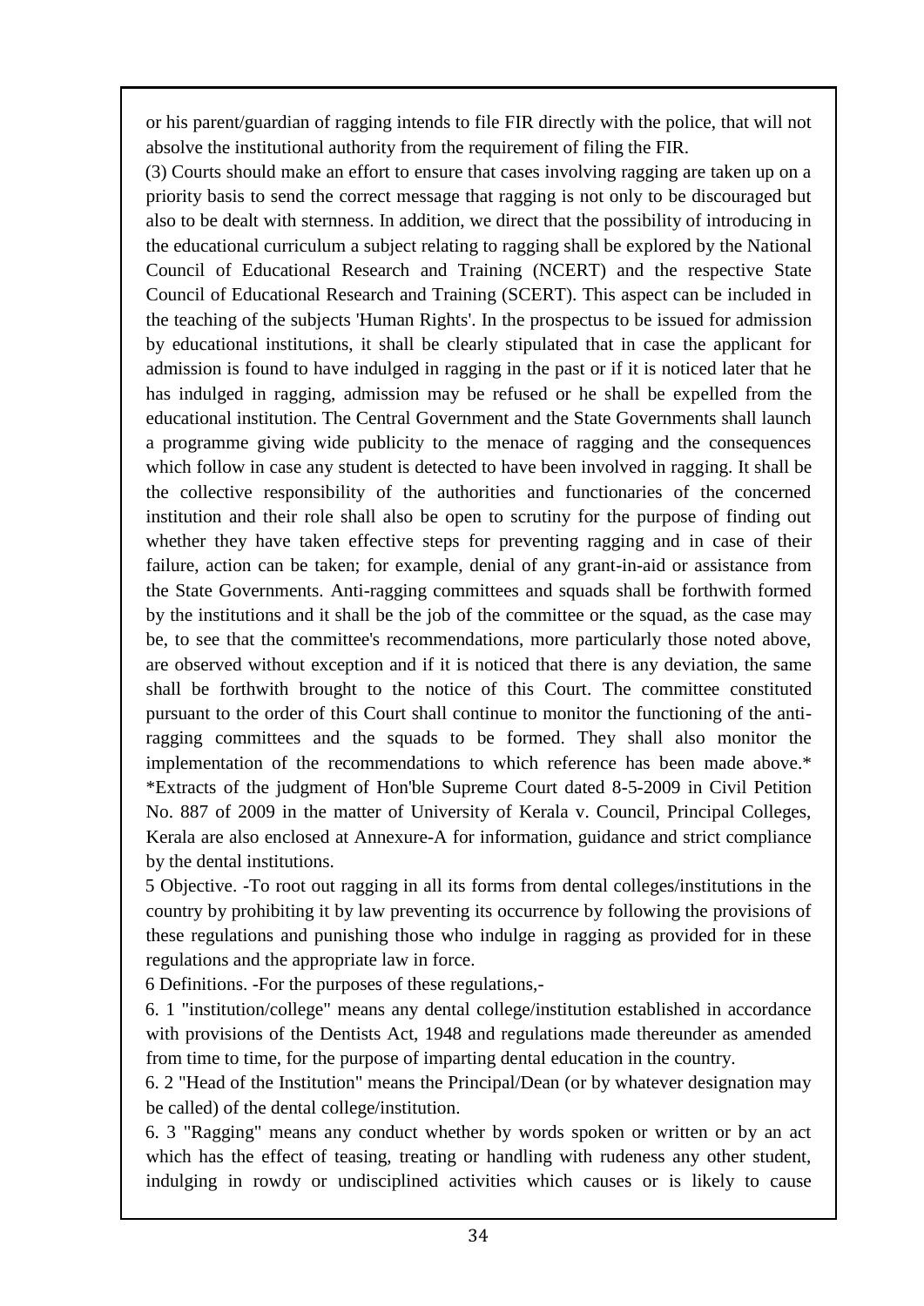or his parent/guardian of ragging intends to file FIR directly with the police, that will not absolve the institutional authority from the requirement of filing the FIR.

(3) Courts should make an effort to ensure that cases involving ragging are taken up on a priority basis to send the correct message that ragging is not only to be discouraged but also to be dealt with sternness. In addition, we direct that the possibility of introducing in the educational curriculum a subject relating to ragging shall be explored by the National Council of Educational Research and Training (NCERT) and the respective State Council of Educational Research and Training (SCERT). This aspect can be included in the teaching of the subjects 'Human Rights'. In the prospectus to be issued for admission by educational institutions, it shall be clearly stipulated that in case the applicant for admission is found to have indulged in ragging in the past or if it is noticed later that he has indulged in ragging, admission may be refused or he shall be expelled from the educational institution. The Central Government and the State Governments shall launch a programme giving wide publicity to the menace of ragging and the consequences which follow in case any student is detected to have been involved in ragging. It shall be the collective responsibility of the authorities and functionaries of the concerned institution and their role shall also be open to scrutiny for the purpose of finding out whether they have taken effective steps for preventing ragging and in case of their failure, action can be taken; for example, denial of any grant-in-aid or assistance from the State Governments. Anti-ragging committees and squads shall be forthwith formed by the institutions and it shall be the job of the committee or the squad, as the case may be, to see that the committee's recommendations, more particularly those noted above, are observed without exception and if it is noticed that there is any deviation, the same shall be forthwith brought to the notice of this Court. The committee constituted pursuant to the order of this Court shall continue to monitor the functioning of the anti-ragging committees and the squads to be formed. They shall also monitor the implementation of the recommendations to which reference has been made above.*

*Extracts of the judgment of Hon'ble Supreme Court dated 8-5-2009 in Civil Petition No. 887 of 2009 in the matter of University of Kerala v. Council, Principal Colleges, Kerala are also enclosed at Annexure-A for information, guidance and strict compliance by the dental institutions.

5 Objective. -To root out ragging in all its forms from dental colleges/institutions in the country by prohibiting it by law preventing its occurrence by following the provisions of these regulations and punishing those who indulge in ragging as provided for in these regulations and the appropriate law in force.

6 Definitions. -For the purposes of these regulations,-

6. 1 "institution/college" means any dental college/institution established in accordance with provisions of the Dentists Act, 1948 and regulations made thereunder as amended from time to time, for the purpose of imparting dental education in the country.

6. 2 "Head of the Institution" means the Principal/Dean (or by whatever designation may be called) of the dental college/institution.

6. 3 "Ragging" means any conduct whether by words spoken or written or by an act which has the effect of teasing, treating or handling with rudeness any other student, indulging in rowdy or undisciplined activities which causes or is likely to cause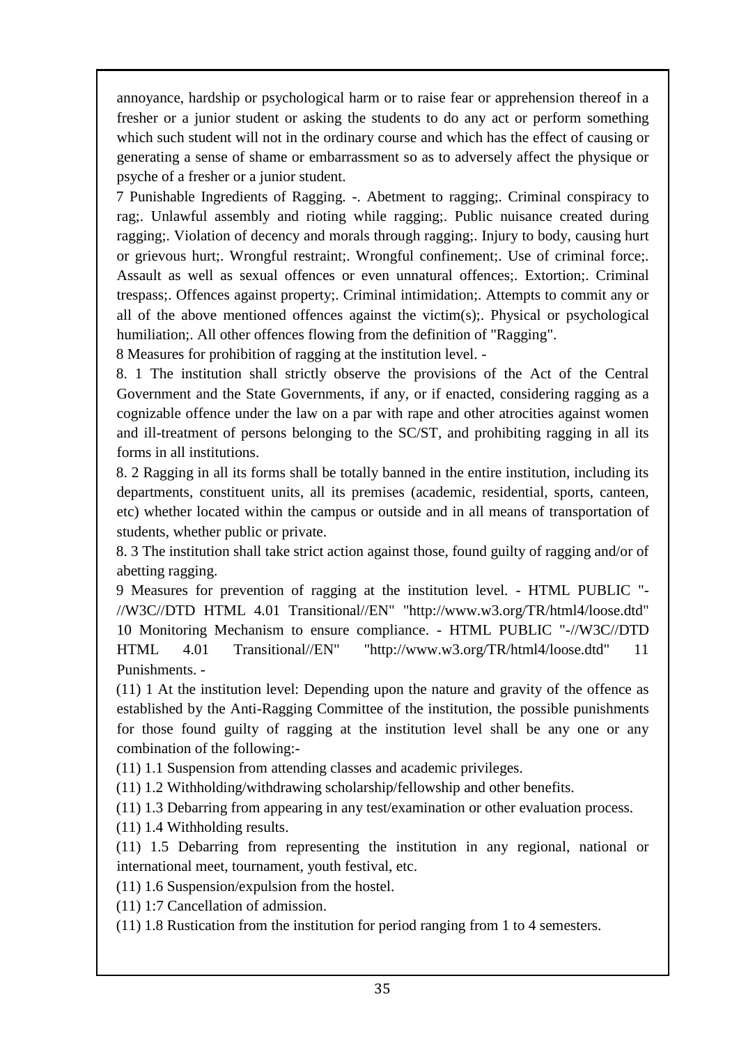annoyance, hardship or psychological harm or to raise fear or apprehension thereof in a fresher or a junior student or asking the students to do any act or perform something which such student will not in the ordinary course and which has the effect of causing or generating a sense of shame or embarrassment so as to adversely affect the physique or psyche of a fresher or a junior student.

7 Punishable Ingredients of Ragging. -. Abetment to ragging;. Criminal conspiracy to rag;. Unlawful assembly and rioting while ragging;. Public nuisance created during ragging;. Violation of decency and morals through ragging;. Injury to body, causing hurt or grievous hurt;. Wrongful restraint;. Wrongful confinement;. Use of criminal force;. Assault as well as sexual offences or even unnatural offences;. Extortion;. Criminal trespass;. Offences against property;. Criminal intimidation;. Attempts to commit any or all of the above mentioned offences against the victim(s);. Physical or psychological humiliation;. All other offences flowing from the definition of "Ragging".

8 Measures for prohibition of ragging at the institution level. -

8. 1 The institution shall strictly observe the provisions of the Act of the Central Government and the State Governments, if any, or if enacted, considering ragging as a cognizable offence under the law on a par with rape and other atrocities against women and ill-treatment of persons belonging to the SC/ST, and prohibiting ragging in all its forms in all institutions.

8. 2 Ragging in all its forms shall be totally banned in the entire institution, including its departments, constituent units, all its premises (academic, residential, sports, canteen, etc) whether located within the campus or outside and in all means of transportation of students, whether public or private.

8. 3 The institution shall take strict action against those, found guilty of ragging and/or of abetting ragging.

9 Measures for prevention of ragging at the institution level. - HTML PUBLIC "-//W3C//DTD HTML 4.01 Transitional//EN" "http://www.w3.org/TR/html4/loose.dtd" 10 Monitoring Mechanism to ensure compliance. - HTML PUBLIC "-//W3C//DTD HTML 4.01 Transitional//EN" "http://www.w3.org/TR/html4/loose.dtd" 11 Punishments. -

(11) 1 At the institution level: Depending upon the nature and gravity of the offence as established by the Anti-Ragging Committee of the institution, the possible punishments for those found guilty of ragging at the institution level shall be any one or any combination of the following:-

(11) 1.1 Suspension from attending classes and academic privileges.

(11) 1.2 Withholding/withdrawing scholarship/fellowship and other benefits.

(11) 1.3 Debarring from appearing in any test/examination or other evaluation process.

(11) 1.4 Withholding results.

(11) 1.5 Debarring from representing the institution in any regional, national or international meet, tournament, youth festival, etc.

(11) 1.6 Suspension/expulsion from the hostel.

(11) 1:7 Cancellation of admission.

(11) 1.8 Rustication from the institution for period ranging from 1 to 4 semesters.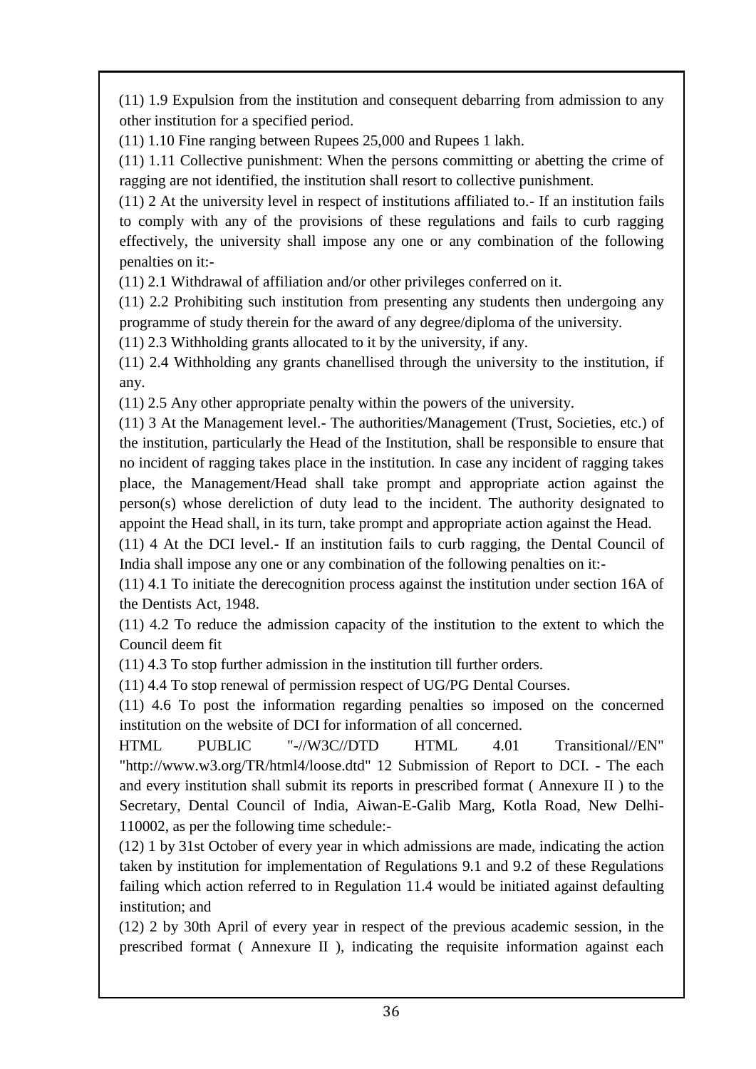(11) 1.9 Expulsion from the institution and consequent debarring from admission to any other institution for a specified period.

(11) 1.10 Fine ranging between Rupees 25,000 and Rupees 1 lakh.

(11) 1.11 Collective punishment: When the persons committing or abetting the crime of ragging are not identified, the institution shall resort to collective punishment.

(11) 2 At the university level in respect of institutions affiliated to.- If an institution fails to comply with any of the provisions of these regulations and fails to curb ragging effectively, the university shall impose any one or any combination of the following penalties on it:-

(11) 2.1 Withdrawal of affiliation and/or other privileges conferred on it.

(11) 2.2 Prohibiting such institution from presenting any students then undergoing any programme of study therein for the award of any degree/diploma of the university.

(11) 2.3 Withholding grants allocated to it by the university, if any.

(11) 2.4 Withholding any grants chanellised through the university to the institution, if any.

(11) 2.5 Any other appropriate penalty within the powers of the university.

(11) 3 At the Management level.- The authorities/Management (Trust, Societies, etc.) of the institution, particularly the Head of the Institution, shall be responsible to ensure that no incident of ragging takes place in the institution. In case any incident of ragging takes place, the Management/Head shall take prompt and appropriate action against the person(s) whose dereliction of duty lead to the incident. The authority designated to appoint the Head shall, in its turn, take prompt and appropriate action against the Head.

(11) 4 At the DCI level.- If an institution fails to curb ragging, the Dental Council of India shall impose any one or any combination of the following penalties on it:-

(11) 4.1 To initiate the derecognition process against the institution under section 16A of the Dentists Act, 1948.

(11) 4.2 To reduce the admission capacity of the institution to the extent to which the Council deem fit

(11) 4.3 To stop further admission in the institution till further orders.

(11) 4.4 To stop renewal of permission respect of UG/PG Dental Courses.

(11) 4.6 To post the information regarding penalties so imposed on the concerned institution on the website of DCI for information of all concerned.

HTML PUBLIC "-//W3C//DTD HTML 4.01 Transitional//EN" "http://www.w3.org/TR/html4/loose.dtd" 12 Submission of Report to DCI. - The each and every institution shall submit its reports in prescribed format ( Annexure II ) to the Secretary, Dental Council of India, Aiwan-E-Galib Marg, Kotla Road, New Delhi-110002, as per the following time schedule:-

(12) 1 by 31st October of every year in which admissions are made, indicating the action taken by institution for implementation of Regulations 9.1 and 9.2 of these Regulations failing which action referred to in Regulation 11.4 would be initiated against defaulting institution; and

(12) 2 by 30th April of every year in respect of the previous academic session, in the prescribed format ( Annexure II ), indicating the requisite information against each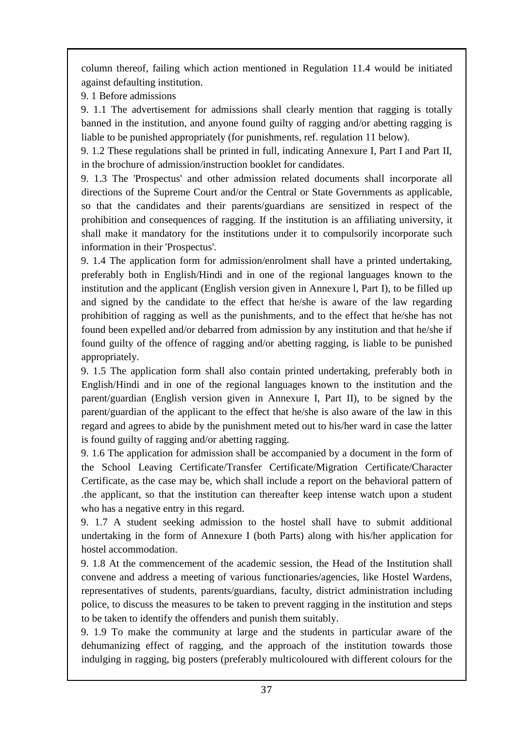column thereof, failing which action mentioned in Regulation 11.4 would be initiated against defaulting institution.

9. 1 Before admissions

9. 1.1 The advertisement for admissions shall clearly mention that ragging is totally banned in the institution, and anyone found guilty of ragging and/or abetting ragging is liable to be punished appropriately (for punishments, ref. regulation 11 below).

9. 1.2 These regulations shall be printed in full, indicating Annexure I, Part I and Part II, in the brochure of admission/instruction booklet for candidates.

9. 1.3 The 'Prospectus' and other admission related documents shall incorporate all directions of the Supreme Court and/or the Central or State Governments as applicable, so that the candidates and their parents/guardians are sensitized in respect of the prohibition and consequences of ragging. If the institution is an affiliating university, it shall make it mandatory for the institutions under it to compulsorily incorporate such information in their 'Prospectus'.

9. 1.4 The application form for admission/enrolment shall have a printed undertaking, preferably both in English/Hindi and in one of the regional languages known to the institution and the applicant (English version given in Annexure l, Part I), to be filled up and signed by the candidate to the effect that he/she is aware of the law regarding prohibition of ragging as well as the punishments, and to the effect that he/she has not found been expelled and/or debarred from admission by any institution and that he/she if found guilty of the offence of ragging and/or abetting ragging, is liable to be punished appropriately.

9. 1.5 The application form shall also contain printed undertaking, preferably both in English/Hindi and in one of the regional languages known to the institution and the parent/guardian (English version given in Annexure I, Part II), to be signed by the parent/guardian of the applicant to the effect that he/she is also aware of the law in this regard and agrees to abide by the punishment meted out to his/her ward in case the latter is found guilty of ragging and/or abetting ragging.

9. 1.6 The application for admission shall be accompanied by a document in the form of the School Leaving Certificate/Transfer Certificate/Migration Certificate/Character Certificate, as the case may be, which shall include a report on the behavioral pattern of .the applicant, so that the institution can thereafter keep intense watch upon a student who has a negative entry in this regard.

9. 1.7 A student seeking admission to the hostel shall have to submit additional undertaking in the form of Annexure I (both Parts) along with his/her application for hostel accommodation.

9. 1.8 At the commencement of the academic session, the Head of the Institution shall convene and address a meeting of various functionaries/agencies, like Hostel Wardens, representatives of students, parents/guardians, faculty, district administration including police, to discuss the measures to be taken to prevent ragging in the institution and steps to be taken to identify the offenders and punish them suitably.

9. 1.9 To make the community at large and the students in particular aware of the dehumanizing effect of ragging, and the approach of the institution towards those indulging in ragging, big posters (preferably multicoloured with different colours for the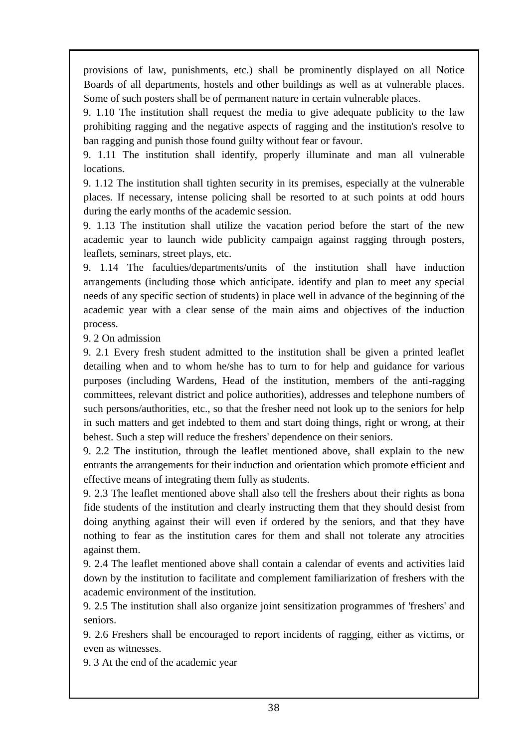provisions of law, punishments, etc.) shall be prominently displayed on all Notice Boards of all departments, hostels and other buildings as well as at vulnerable places. Some of such posters shall be of permanent nature in certain vulnerable places.

9. 1.10 The institution shall request the media to give adequate publicity to the law prohibiting ragging and the negative aspects of ragging and the institution's resolve to ban ragging and punish those found guilty without fear or favour.

9. 1.11 The institution shall identify, properly illuminate and man all vulnerable locations.

9. 1.12 The institution shall tighten security in its premises, especially at the vulnerable places. If necessary, intense policing shall be resorted to at such points at odd hours during the early months of the academic session.

9. 1.13 The institution shall utilize the vacation period before the start of the new academic year to launch wide publicity campaign against ragging through posters, leaflets, seminars, street plays, etc.

9. 1.14 The faculties/departments/units of the institution shall have induction arrangements (including those which anticipate. identify and plan to meet any special needs of any specific section of students) in place well in advance of the beginning of the academic year with a clear sense of the main aims and objectives of the induction process.

9. 2 On admission

9. 2.1 Every fresh student admitted to the institution shall be given a printed leaflet detailing when and to whom he/she has to turn to for help and guidance for various purposes (including Wardens, Head of the institution, members of the anti-ragging committees, relevant district and police authorities), addresses and telephone numbers of such persons/authorities, etc., so that the fresher need not look up to the seniors for help in such matters and get indebted to them and start doing things, right or wrong, at their behest. Such a step will reduce the freshers' dependence on their seniors.

9. 2.2 The institution, through the leaflet mentioned above, shall explain to the new entrants the arrangements for their induction and orientation which promote efficient and effective means of integrating them fully as students.

9. 2.3 The leaflet mentioned above shall also tell the freshers about their rights as bona fide students of the institution and clearly instructing them that they should desist from doing anything against their will even if ordered by the seniors, and that they have nothing to fear as the institution cares for them and shall not tolerate any atrocities against them.

9. 2.4 The leaflet mentioned above shall contain a calendar of events and activities laid down by the institution to facilitate and complement familiarization of freshers with the academic environment of the institution.

9. 2.5 The institution shall also organize joint sensitization programmes of 'freshers' and seniors.

9. 2.6 Freshers shall be encouraged to report incidents of ragging, either as victims, or even as witnesses.

9. 3 At the end of the academic year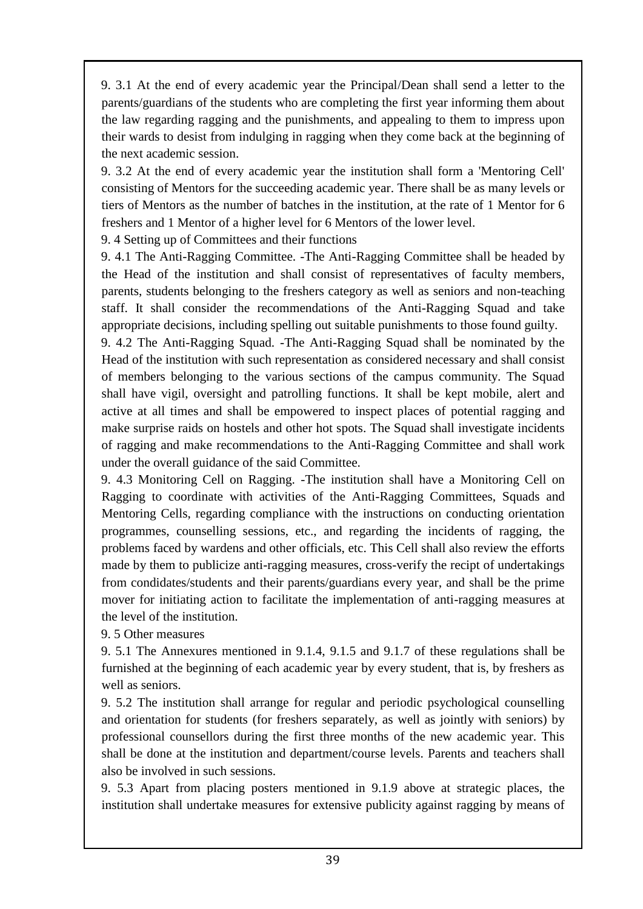9. 3.1 At the end of every academic year the Principal/Dean shall send a letter to the parents/guardians of the students who are completing the first year informing them about the law regarding ragging and the punishments, and appealing to them to impress upon their wards to desist from indulging in ragging when they come back at the beginning of the next academic session.

9. 3.2 At the end of every academic year the institution shall form a 'Mentoring Cell' consisting of Mentors for the succeeding academic year. There shall be as many levels or tiers of Mentors as the number of batches in the institution, at the rate of 1 Mentor for 6 freshers and 1 Mentor of a higher level for 6 Mentors of the lower level.

9. 4 Setting up of Committees and their functions

9. 4.1 The Anti-Ragging Committee. -The Anti-Ragging Committee shall be headed by the Head of the institution and shall consist of representatives of faculty members, parents, students belonging to the freshers category as well as seniors and non-teaching staff. It shall consider the recommendations of the Anti-Ragging Squad and take appropriate decisions, including spelling out suitable punishments to those found guilty.

9. 4.2 The Anti-Ragging Squad. -The Anti-Ragging Squad shall be nominated by the Head of the institution with such representation as considered necessary and shall consist of members belonging to the various sections of the campus community. The Squad shall have vigil, oversight and patrolling functions. It shall be kept mobile, alert and active at all times and shall be empowered to inspect places of potential ragging and make surprise raids on hostels and other hot spots. The Squad shall investigate incidents of ragging and make recommendations to the Anti-Ragging Committee and shall work under the overall guidance of the said Committee.

9. 4.3 Monitoring Cell on Ragging. -The institution shall have a Monitoring Cell on Ragging to coordinate with activities of the Anti-Ragging Committees, Squads and Mentoring Cells, regarding compliance with the instructions on conducting orientation programmes, counselling sessions, etc., and regarding the incidents of ragging, the problems faced by wardens and other officials, etc. This Cell shall also review the efforts made by them to publicize anti-ragging measures, cross-verify the recipt of undertakings from condidates/students and their parents/guardians every year, and shall be the prime mover for initiating action to facilitate the implementation of anti-ragging measures at the level of the institution.

9. 5 Other measures

9. 5.1 The Annexures mentioned in 9.1.4, 9.1.5 and 9.1.7 of these regulations shall be furnished at the beginning of each academic year by every student, that is, by freshers as well as seniors.

9. 5.2 The institution shall arrange for regular and periodic psychological counselling and orientation for students (for freshers separately, as well as jointly with seniors) by professional counsellors during the first three months of the new academic year. This shall be done at the institution and department/course levels. Parents and teachers shall also be involved in such sessions.

9. 5.3 Apart from placing posters mentioned in 9.1.9 above at strategic places, the institution shall undertake measures for extensive publicity against ragging by means of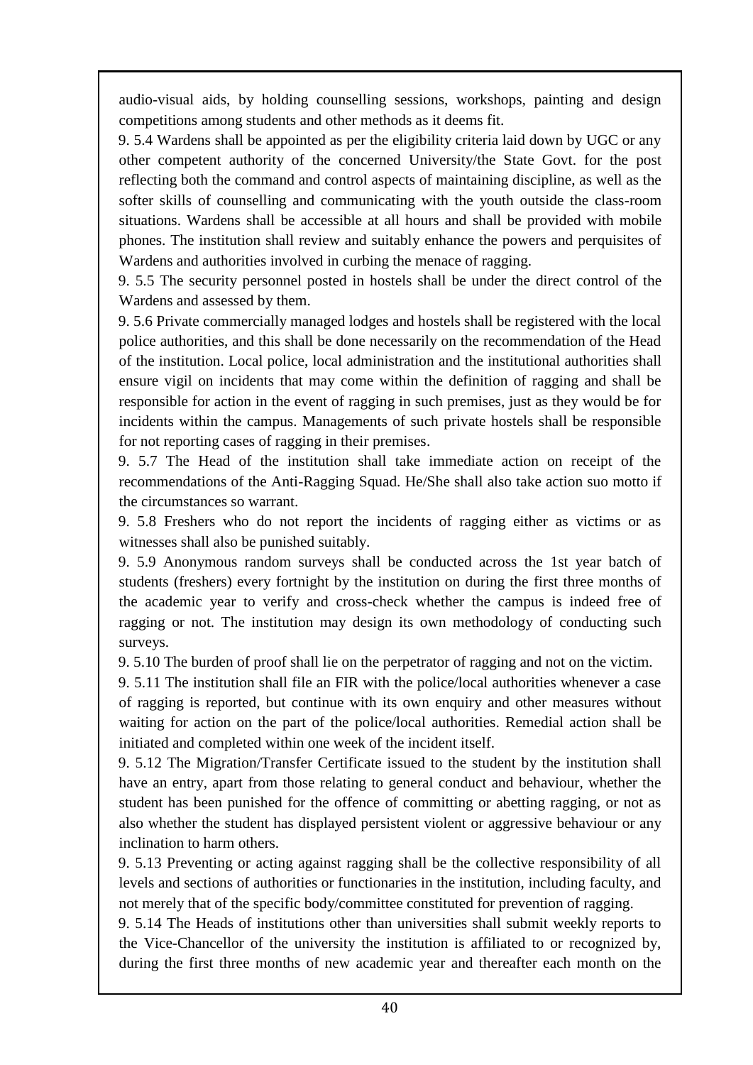audio-visual aids, by holding counselling sessions, workshops, painting and design competitions among students and other methods as it deems fit.

9. 5.4 Wardens shall be appointed as per the eligibility criteria laid down by UGC or any other competent authority of the concerned University/the State Govt. for the post reflecting both the command and control aspects of maintaining discipline, as well as the softer skills of counselling and communicating with the youth outside the class-room situations. Wardens shall be accessible at all hours and shall be provided with mobile phones. The institution shall review and suitably enhance the powers and perquisites of Wardens and authorities involved in curbing the menace of ragging.

9. 5.5 The security personnel posted in hostels shall be under the direct control of the Wardens and assessed by them.

9. 5.6 Private commercially managed lodges and hostels shall be registered with the local police authorities, and this shall be done necessarily on the recommendation of the Head of the institution. Local police, local administration and the institutional authorities shall ensure vigil on incidents that may come within the definition of ragging and shall be responsible for action in the event of ragging in such premises, just as they would be for incidents within the campus. Managements of such private hostels shall be responsible for not reporting cases of ragging in their premises.

9. 5.7 The Head of the institution shall take immediate action on receipt of the recommendations of the Anti-Ragging Squad. He/She shall also take action suo motto if the circumstances so warrant.

9. 5.8 Freshers who do not report the incidents of ragging either as victims or as witnesses shall also be punished suitably.

9. 5.9 Anonymous random surveys shall be conducted across the 1st year batch of students (freshers) every fortnight by the institution on during the first three months of the academic year to verify and cross-check whether the campus is indeed free of ragging or not. The institution may design its own methodology of conducting such surveys.

9. 5.10 The burden of proof shall lie on the perpetrator of ragging and not on the victim.

9. 5.11 The institution shall file an FIR with the police/local authorities whenever a case of ragging is reported, but continue with its own enquiry and other measures without waiting for action on the part of the police/local authorities. Remedial action shall be initiated and completed within one week of the incident itself.

9. 5.12 The Migration/Transfer Certificate issued to the student by the institution shall have an entry, apart from those relating to general conduct and behaviour, whether the student has been punished for the offence of committing or abetting ragging, or not as also whether the student has displayed persistent violent or aggressive behaviour or any inclination to harm others.

9. 5.13 Preventing or acting against ragging shall be the collective responsibility of all levels and sections of authorities or functionaries in the institution, including faculty, and not merely that of the specific body/committee constituted for prevention of ragging.

9. 5.14 The Heads of institutions other than universities shall submit weekly reports to the Vice-Chancellor of the university the institution is affiliated to or recognized by, during the first three months of new academic year and thereafter each month on the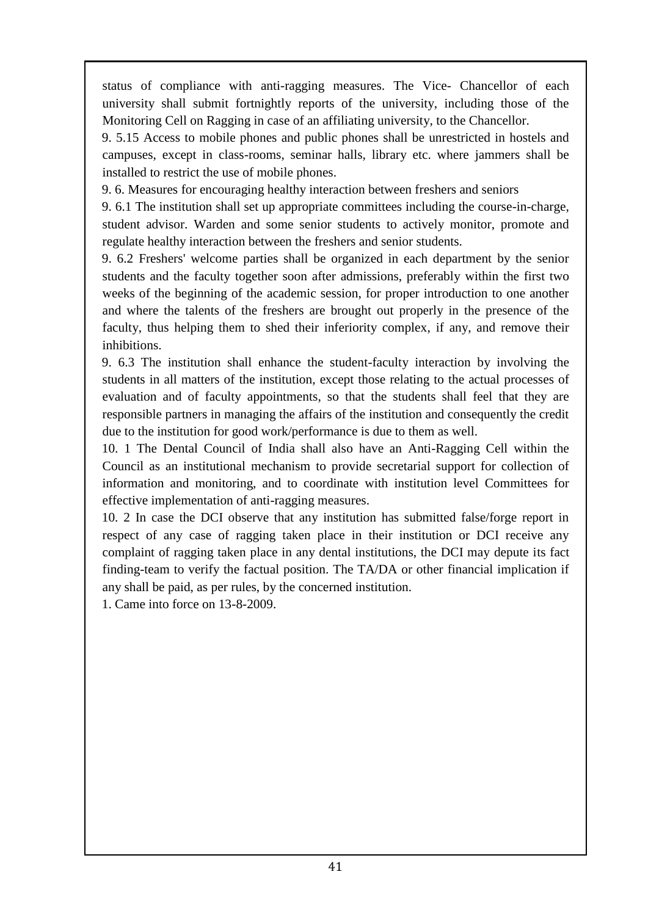status of compliance with anti-ragging measures. The Vice- Chancellor of each university shall submit fortnightly reports of the university, including those of the Monitoring Cell on Ragging in case of an affiliating university, to the Chancellor.

9. 5.15 Access to mobile phones and public phones shall be unrestricted in hostels and campuses, except in class-rooms, seminar halls, library etc. where jammers shall be installed to restrict the use of mobile phones.

9. 6. Measures for encouraging healthy interaction between freshers and seniors

9. 6.1 The institution shall set up appropriate committees including the course-in-charge, student advisor. Warden and some senior students to actively monitor, promote and regulate healthy interaction between the freshers and senior students.

9. 6.2 Freshers' welcome parties shall be organized in each department by the senior students and the faculty together soon after admissions, preferably within the first two weeks of the beginning of the academic session, for proper introduction to one another and where the talents of the freshers are brought out properly in the presence of the faculty, thus helping them to shed their inferiority complex, if any, and remove their inhibitions.

9. 6.3 The institution shall enhance the student-faculty interaction by involving the students in all matters of the institution, except those relating to the actual processes of evaluation and of faculty appointments, so that the students shall feel that they are responsible partners in managing the affairs of the institution and consequently the credit due to the institution for good work/performance is due to them as well.

10. 1 The Dental Council of India shall also have an Anti-Ragging Cell within the Council as an institutional mechanism to provide secretarial support for collection of information and monitoring, and to coordinate with institution level Committees for effective implementation of anti-ragging measures.

10. 2 In case the DCI observe that any institution has submitted false/forge report in respect of any case of ragging taken place in their institution or DCI receive any complaint of ragging taken place in any dental institutions, the DCI may depute its fact finding-team to verify the factual position. The TA/DA or other financial implication if any shall be paid, as per rules, by the concerned institution.

1. Came into force on 13-8-2009.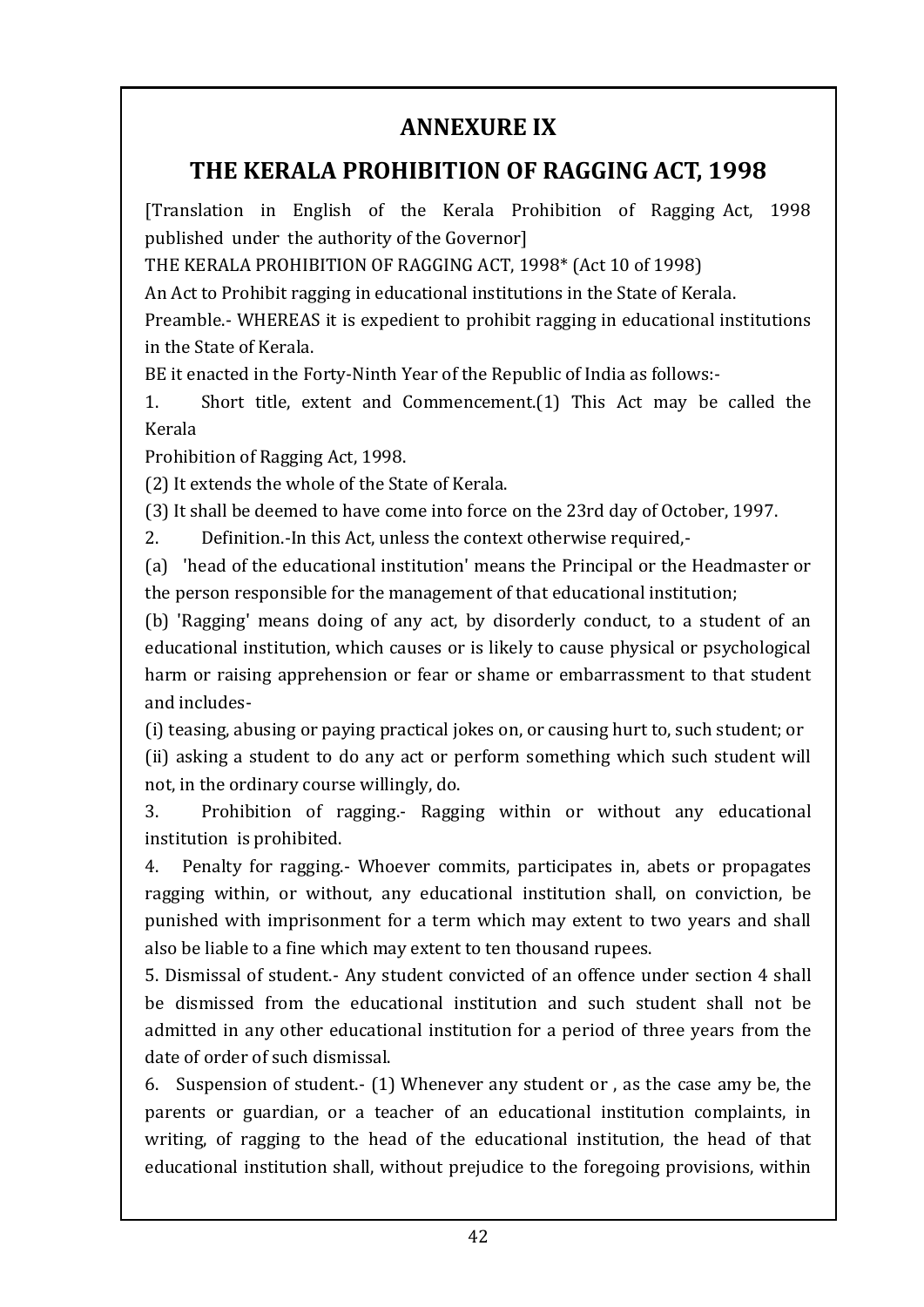# ANNEXURE IX

# THE KERALA PROHIBITION OF RAGGING ACT, 1998

[Translation in English of the Kerala Prohibition of Ragging Act, 1998 published under the authority of the Governor]

THE KERALA PROHIBITION OF RAGGING ACT, 1998* (Act 10 of 1998)

An Act to Prohibit ragging in educational institutions in the State of Kerala.

Preamble.- WHEREAS it is expedient to prohibit ragging in educational institutions in the State of Kerala.

BE it enacted in the Forty-Ninth Year of the Republic of India as follows:-

1. Short title, extent and Commencement.(1) This Act may be called the Kerala Prohibition of Ragging Act, 1998.

(2) It extends the whole of the State of Kerala.

(3) It shall be deemed to have come into force on the 23rd day of October, 1997.

2. Definition.-In this Act, unless the context otherwise required,-

(a) 'head of the educational institution' means the Principal or the Headmaster or the person responsible for the management of that educational institution;

(b) 'Ragging' means doing of any act, by disorderly conduct, to a student of an educational institution, which causes or is likely to cause physical or psychological harm or raising apprehension or fear or shame or embarrassment to that student and includes-

(i) teasing, abusing or paying practical jokes on, or causing hurt to, such student; or

(ii) asking a student to do any act or perform something which such student will not, in the ordinary course willingly, do.

3. Prohibition of ragging.- Ragging within or without any educational institution is prohibited.

4. Penalty for ragging.- Whoever commits, participates in, abets or propagates ragging within, or without, any educational institution shall, on conviction, be punished with imprisonment for a term which may extent to two years and shall also be liable to a fine which may extent to ten thousand rupees.

5. Dismissal of student.- Any student convicted of an offence under section 4 shall be dismissed from the educational institution and such student shall not be admitted in any other educational institution for a period of three years from the date of order of such dismissal.

6. Suspension of student.- (1) Whenever any student or , as the case amy be, the parents or guardian, or a teacher of an educational institution complaints, in writing, of ragging to the head of the educational institution, the head of that educational institution shall, without prejudice to the foregoing provisions, within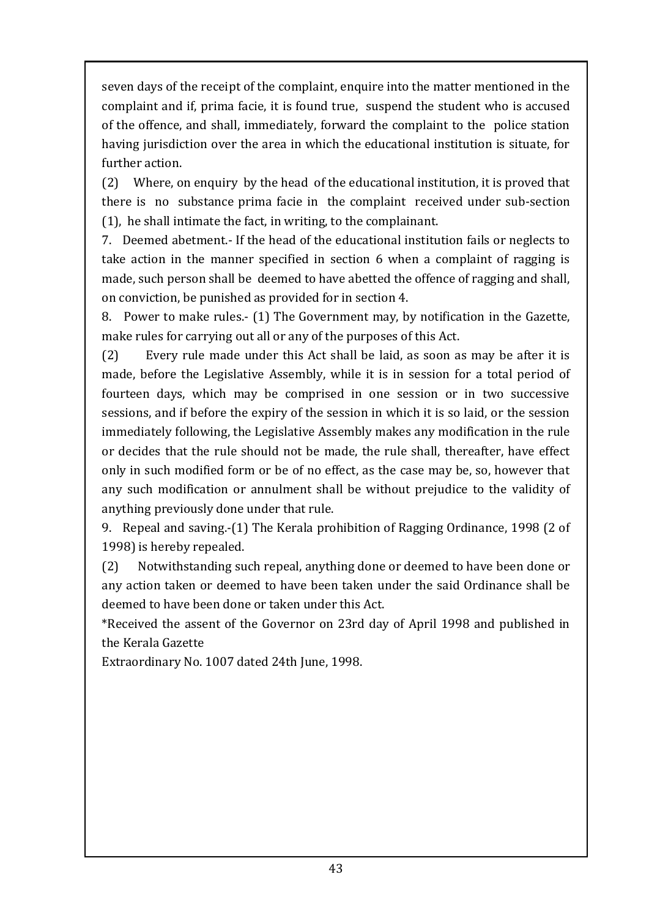seven days of the receipt of the complaint, enquire into the matter mentioned in the complaint and if, prima facie, it is found true, suspend the student who is accused of the offence, and shall, immediately, forward the complaint to the police station having jurisdiction over the area in which the educational institution is situate, for further action.

(2) Where, on enquiry by the head of the educational institution, it is proved that there is no substance prima facie in the complaint received under sub-section (1), he shall intimate the fact, in writing, to the complainant.

7. Deemed abetment.- If the head of the educational institution fails or neglects to take action in the manner specified in section 6 when a complaint of ragging is made, such person shall be deemed to have abetted the offence of ragging and shall, on conviction, be punished as provided for in section 4.

8. Power to make rules.- (1) The Government may, by notification in the Gazette, make rules for carrying out all or any of the purposes of this Act.

(2) Every rule made under this Act shall be laid, as soon as may be after it is made, before the Legislative Assembly, while it is in session for a total period of fourteen days, which may be comprised in one session or in two successive sessions, and if before the expiry of the session in which it is so laid, or the session immediately following, the Legislative Assembly makes any modification in the rule or decides that the rule should not be made, the rule shall, thereafter, have effect only in such modified form or be of no effect, as the case may be, so, however that any such modification or annulment shall be without prejudice to the validity of anything previously done under that rule.

9. Repeal and saving.-(1) The Kerala prohibition of Ragging Ordinance, 1998 (2 of 1998) is hereby repealed.

(2) Notwithstanding such repeal, anything done or deemed to have been done or any action taken or deemed to have been taken under the said Ordinance shall be deemed to have been done or taken under this Act.

*Received the assent of the Governor on 23rd day of April 1998 and published in the Kerala Gazette
Extraordinary No. 1007 dated 24th June, 1998.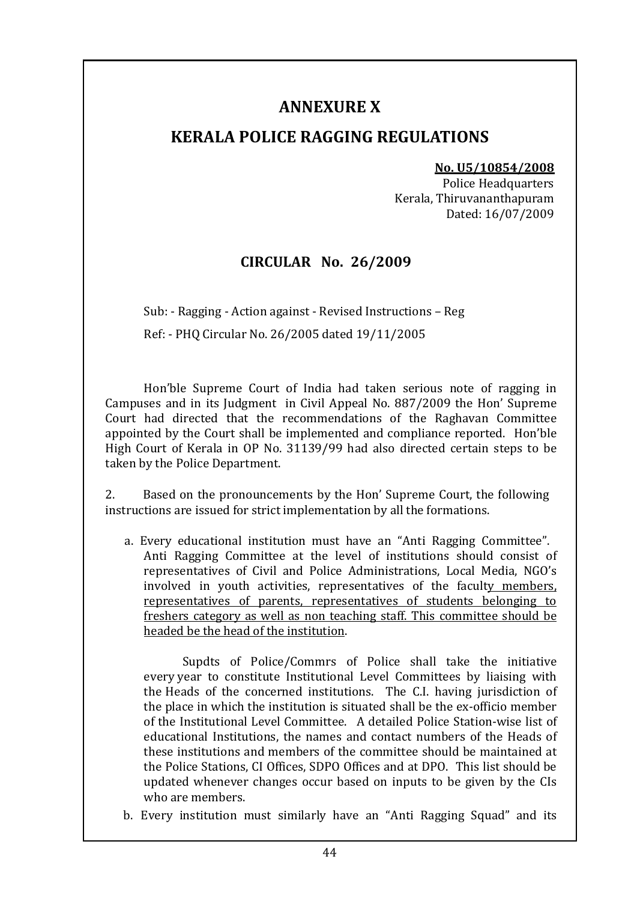# ANNEXURE X

# KERALA POLICE RAGGING REGULATIONS

**No. U5/10854/2008**
Police Headquarters
Kerala, Thiruvananthapuram
Dated: 16/07/2009

## CIRCULAR No. 26/2009

Sub: - Ragging - Action against - Revised Instructions – Reg

Ref: - PHQ Circular No. 26/2005 dated 19/11/2005

Hon'ble Supreme Court of India had taken serious note of ragging in Campuses and in its Judgment in Civil Appeal No. 887/2009 the Hon' Supreme Court had directed that the recommendations of the Raghavan Committee appointed by the Court shall be implemented and compliance reported. Hon'ble High Court of Kerala in OP No. 31139/99 had also directed certain steps to be taken by the Police Department.

2. Based on the pronouncements by the Hon' Supreme Court, the following instructions are issued for strict implementation by all the formations.

a. Every educational institution must have an "Anti Ragging Committee". Anti Ragging Committee at the level of institutions should consist of representatives of Civil and Police Administrations, Local Media, NGO's involved in youth activities, representatives of the faculty members, representatives of parents, representatives of students belonging to freshers category as well as non teaching staff. This committee should be headed be the head of the institution.

   Supdts of Police/Commrs of Police shall take the initiative every year to constitute Institutional Level Committees by liaising with the Heads of the concerned institutions. The C.I. having jurisdiction of the place in which the institution is situated shall be the ex-officio member of the Institutional Level Committee. A detailed Police Station-wise list of educational Institutions, the names and contact numbers of the Heads of these institutions and members of the committee should be maintained at the Police Stations, CI Offices, SDPO Offices and at DPO. This list should be updated whenever changes occur based on inputs to be given by the CIs who are members.

b. Every institution must similarly have an "Anti Ragging Squad" and its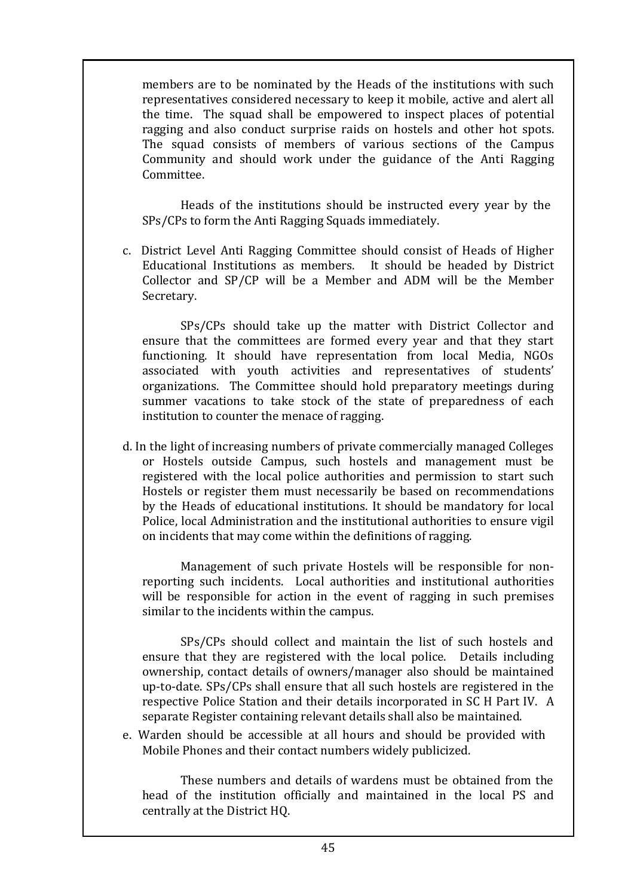members are to be nominated by the Heads of the institutions with such representatives considered necessary to keep it mobile, active and alert all the time. The squad shall be empowered to inspect places of potential ragging and also conduct surprise raids on hostels and other hot spots. The squad consists of members of various sections of the Campus Community and should work under the guidance of the Anti Ragging Committee.

Heads of the institutions should be instructed every year by the SPs/CPs to form the Anti Ragging Squads immediately.

c. District Level Anti Ragging Committee should consist of Heads of Higher Educational Institutions as members. It should be headed by District Collector and SP/CP will be a Member and ADM will be the Member Secretary.

SPs/CPs should take up the matter with District Collector and ensure that the committees are formed every year and that they start functioning. It should have representation from local Media, NGOs associated with youth activities and representatives of students' organizations. The Committee should hold preparatory meetings during summer vacations to take stock of the state of preparedness of each institution to counter the menace of ragging.

d. In the light of increasing numbers of private commercially managed Colleges or Hostels outside Campus, such hostels and management must be registered with the local police authorities and permission to start such Hostels or register them must necessarily be based on recommendations by the Heads of educational institutions. It should be mandatory for local Police, local Administration and the institutional authorities to ensure vigil on incidents that may come within the definitions of ragging.

Management of such private Hostels will be responsible for non-reporting such incidents. Local authorities and institutional authorities will be responsible for action in the event of ragging in such premises similar to the incidents within the campus.

SPs/CPs should collect and maintain the list of such hostels and ensure that they are registered with the local police. Details including ownership, contact details of owners/manager also should be maintained up-to-date. SPs/CPs shall ensure that all such hostels are registered in the respective Police Station and their details incorporated in SC H Part IV. A separate Register containing relevant details shall also be maintained.

e. Warden should be accessible at all hours and should be provided with Mobile Phones and their contact numbers widely publicized.

These numbers and details of wardens must be obtained from the head of the institution officially and maintained in the local PS and centrally at the District HQ.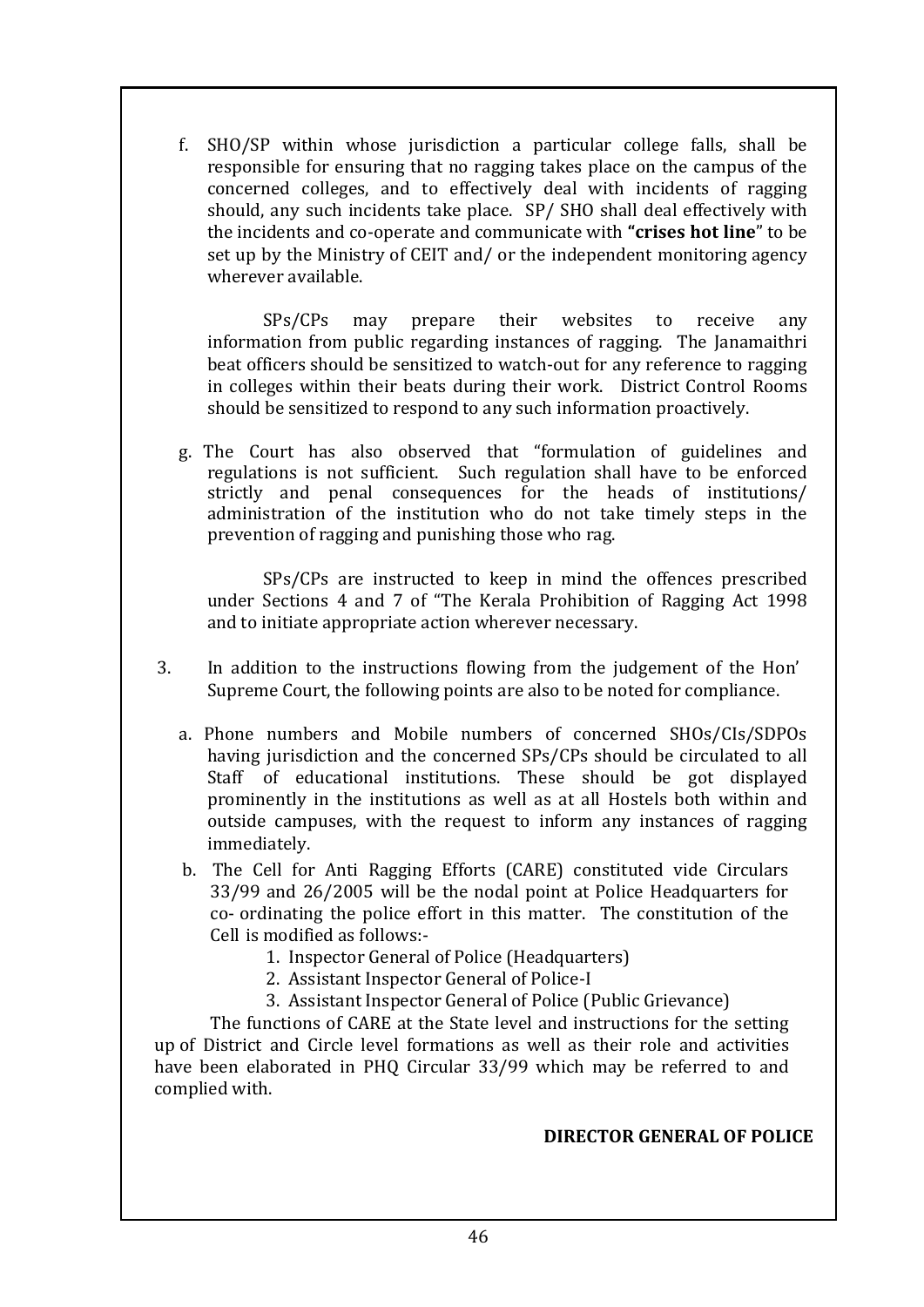f. SHO/SP within whose jurisdiction a particular college falls, shall be responsible for ensuring that no ragging takes place on the campus of the concerned colleges, and to effectively deal with incidents of ragging should, any such incidents take place. SP/ SHO shall deal effectively with the incidents and co-operate and communicate with **"crises hot line"** to be set up by the Ministry of CEIT and/ or the independent monitoring agency wherever available.

SPs/CPs may prepare their websites to receive any information from public regarding instances of ragging. The Janamaithri beat officers should be sensitized to watch-out for any reference to ragging in colleges within their beats during their work. District Control Rooms should be sensitized to respond to any such information proactively.

g. The Court has also observed that "formulation of guidelines and regulations is not sufficient. Such regulation shall have to be enforced strictly and penal consequences for the heads of institutions/ administration of the institution who do not take timely steps in the prevention of ragging and punishing those who rag.

SPs/CPs are instructed to keep in mind the offences prescribed under Sections 4 and 7 of "The Kerala Prohibition of Ragging Act 1998 and to initiate appropriate action wherever necessary.

3. In addition to the instructions flowing from the judgement of the Hon' Supreme Court, the following points are also to be noted for compliance.

a. Phone numbers and Mobile numbers of concerned SHOs/CIs/SDPOs having jurisdiction and the concerned SPs/CPs should be circulated to all Staff of educational institutions. These should be got displayed prominently in the institutions as well as at all Hostels both within and outside campuses, with the request to inform any instances of ragging immediately.

b. The Cell for Anti Ragging Efforts (CARE) constituted vide Circulars 33/99 and 26/2005 will be the nodal point at Police Headquarters for co- ordinating the police effort in this matter. The constitution of the Cell is modified as follows:-

1. Inspector General of Police (Headquarters)
2. Assistant Inspector General of Police-I
3. Assistant Inspector General of Police (Public Grievance)

The functions of CARE at the State level and instructions for the setting up of District and Circle level formations as well as their role and activities have been elaborated in PHQ Circular 33/99 which may be referred to and complied with.

**DIRECTOR GENERAL OF POLICE**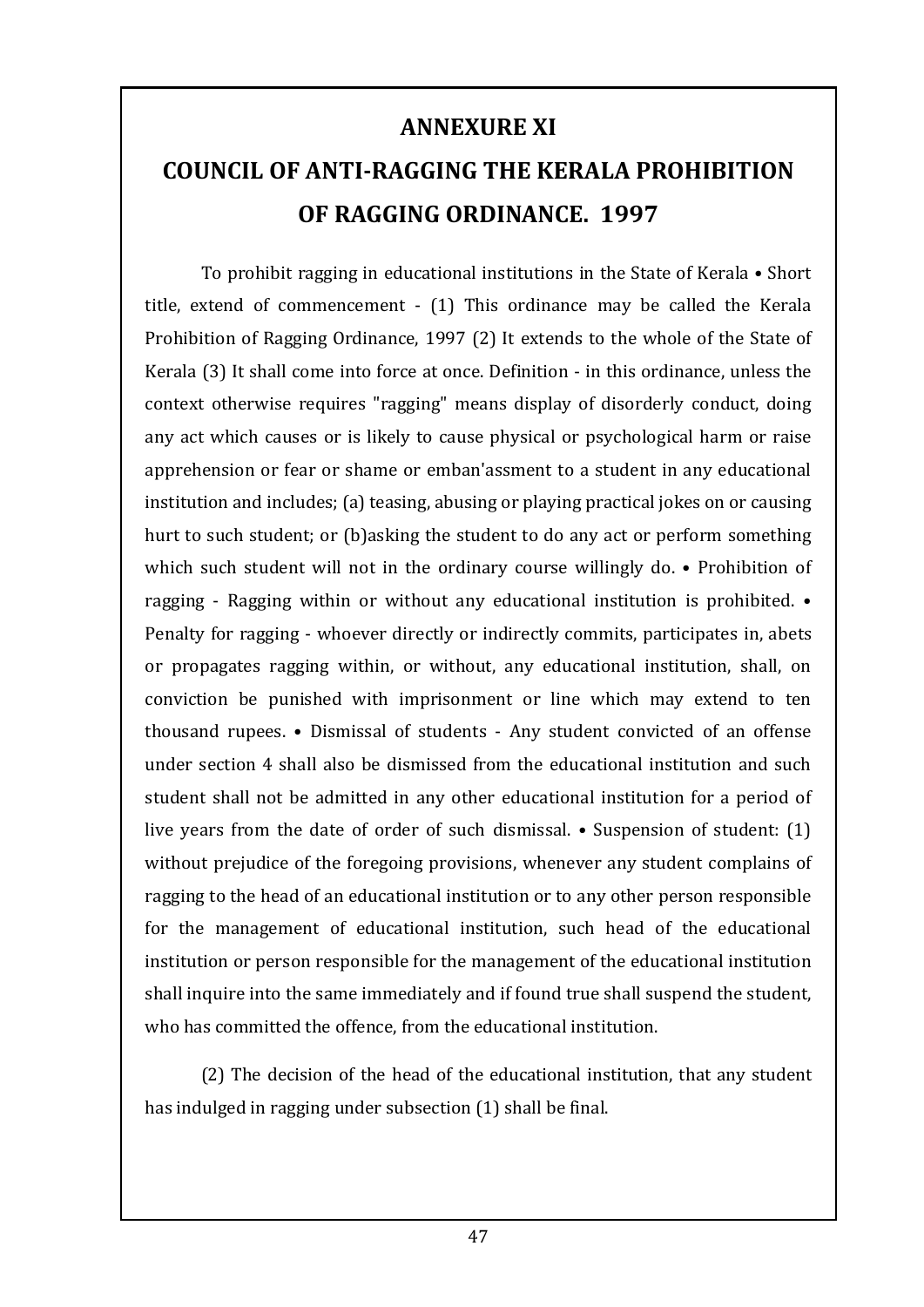# ANNEXURE XI

# COUNCIL OF ANTI-RAGGING THE KERALA PROHIBITION OF RAGGING ORDINANCE. 1997

To prohibit ragging in educational institutions in the State of Kerala • Short title, extend of commencement - (1) This ordinance may be called the Kerala Prohibition of Ragging Ordinance, 1997 (2) It extends to the whole of the State of Kerala (3) It shall come into force at once. Definition - in this ordinance, unless the context otherwise requires "ragging" means display of disorderly conduct, doing any act which causes or is likely to cause physical or psychological harm or raise apprehension or fear or shame or emban'assment to a student in any educational institution and includes; (a) teasing, abusing or playing practical jokes on or causing hurt to such student; or (b)asking the student to do any act or perform something which such student will not in the ordinary course willingly do. • Prohibition of ragging - Ragging within or without any educational institution is prohibited. • Penalty for ragging - whoever directly or indirectly commits, participates in, abets or propagates ragging within, or without, any educational institution, shall, on conviction be punished with imprisonment or line which may extend to ten thousand rupees. • Dismissal of students - Any student convicted of an offense under section 4 shall also be dismissed from the educational institution and such student shall not be admitted in any other educational institution for a period of live years from the date of order of such dismissal. • Suspension of student: (1) without prejudice of the foregoing provisions, whenever any student complains of ragging to the head of an educational institution or to any other person responsible for the management of educational institution, such head of the educational institution or person responsible for the management of the educational institution shall inquire into the same immediately and if found true shall suspend the student, who has committed the offence, from the educational institution.

(2) The decision of the head of the educational institution, that any student has indulged in ragging under subsection (1) shall be final.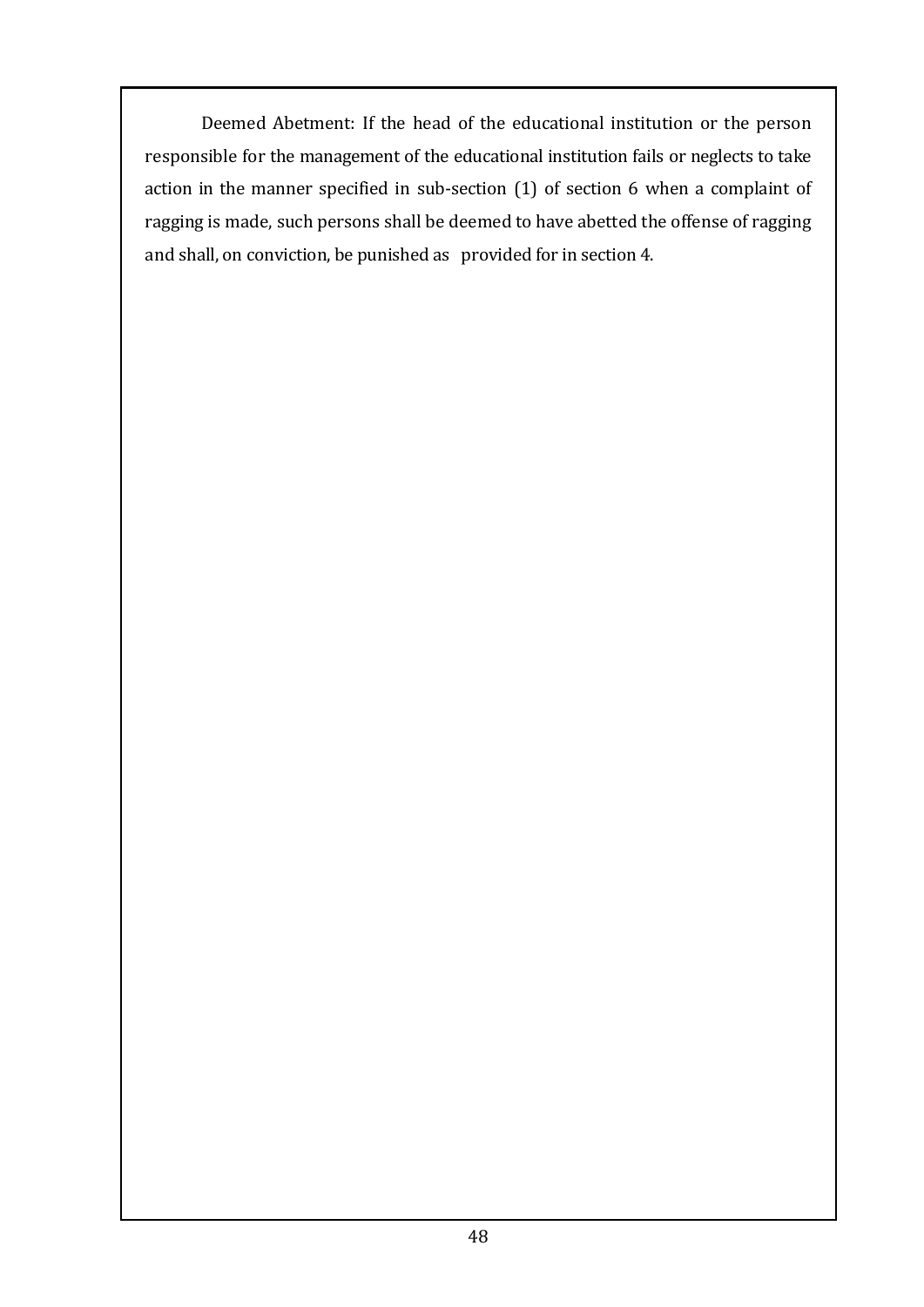Deemed Abetment: If the head of the educational institution or the person responsible for the management of the educational institution fails or neglects to take action in the manner specified in sub-section (1) of section 6 when a complaint of ragging is made, such persons shall be deemed to have abetted the offense of ragging and shall, on conviction, be punished as provided for in section 4.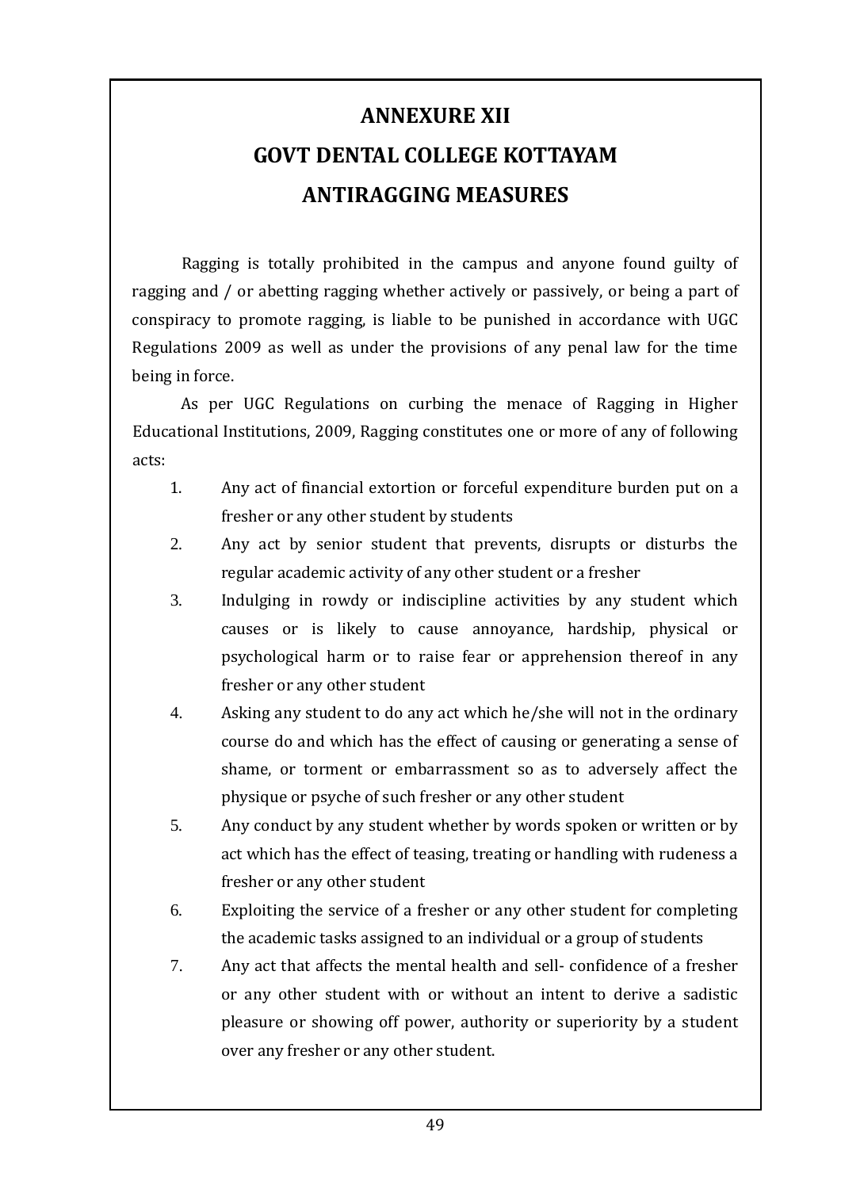# ANNEXURE XII

# GOVT DENTAL COLLEGE KOTTAYAM

# ANTIRAGGING MEASURES

Ragging is totally prohibited in the campus and anyone found guilty of ragging and / or abetting ragging whether actively or passively, or being a part of conspiracy to promote ragging, is liable to be punished in accordance with UGC Regulations 2009 as well as under the provisions of any penal law for the time being in force.

As per UGC Regulations on curbing the menace of Ragging in Higher Educational Institutions, 2009, Ragging constitutes one or more of any of following acts:

1. Any act of financial extortion or forceful expenditure burden put on a fresher or any other student by students
2. Any act by senior student that prevents, disrupts or disturbs the regular academic activity of any other student or a fresher
3. Indulging in rowdy or indiscipline activities by any student which causes or is likely to cause annoyance, hardship, physical or psychological harm or to raise fear or apprehension thereof in any fresher or any other student
4. Asking any student to do any act which he/she will not in the ordinary course do and which has the effect of causing or generating a sense of shame, or torment or embarrassment so as to adversely affect the physique or psyche of such fresher or any other student
5. Any conduct by any student whether by words spoken or written or by act which has the effect of teasing, treating or handling with rudeness a fresher or any other student
6. Exploiting the service of a fresher or any other student for completing the academic tasks assigned to an individual or a group of students
7. Any act that affects the mental health and sell- confidence of a fresher or any other student with or without an intent to derive a sadistic pleasure or showing off power, authority or superiority by a student over any fresher or any other student.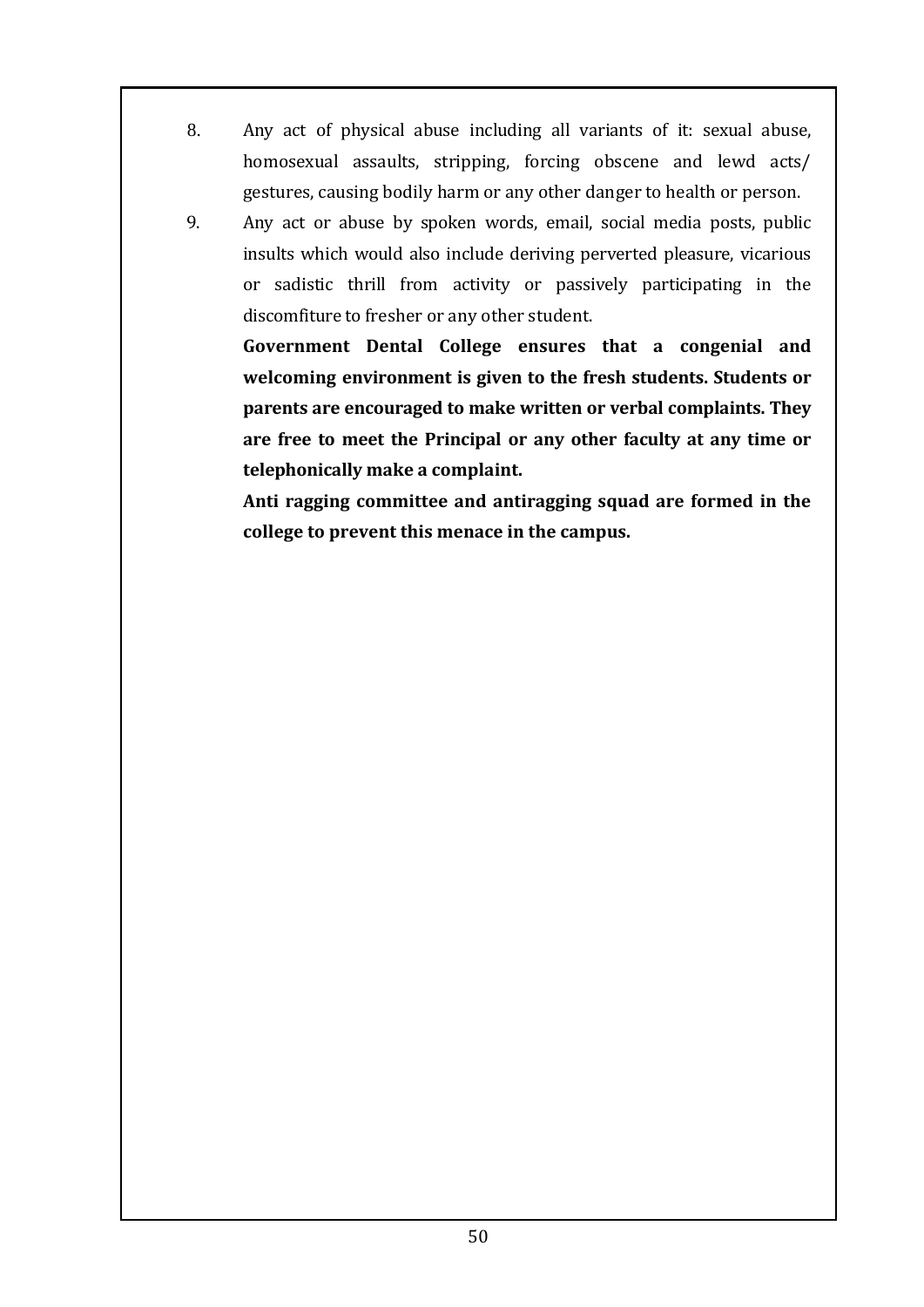8. Any act of physical abuse including all variants of it: sexual abuse, homosexual assaults, stripping, forcing obscene and lewd acts/ gestures, causing bodily harm or any other danger to health or person.
9. Any act or abuse by spoken words, email, social media posts, public insults which would also include deriving perverted pleasure, vicarious or sadistic thrill from activity or passively participating in the discomfiture to fresher or any other student.

   **Government Dental College ensures that a congenial and welcoming environment is given to the fresh students. Students or parents are encouraged to make written or verbal complaints. They are free to meet the Principal or any other faculty at any time or telephonically make a complaint.**

   **Anti ragging committee and antiragging squad are formed in the college to prevent this menace in the campus.**